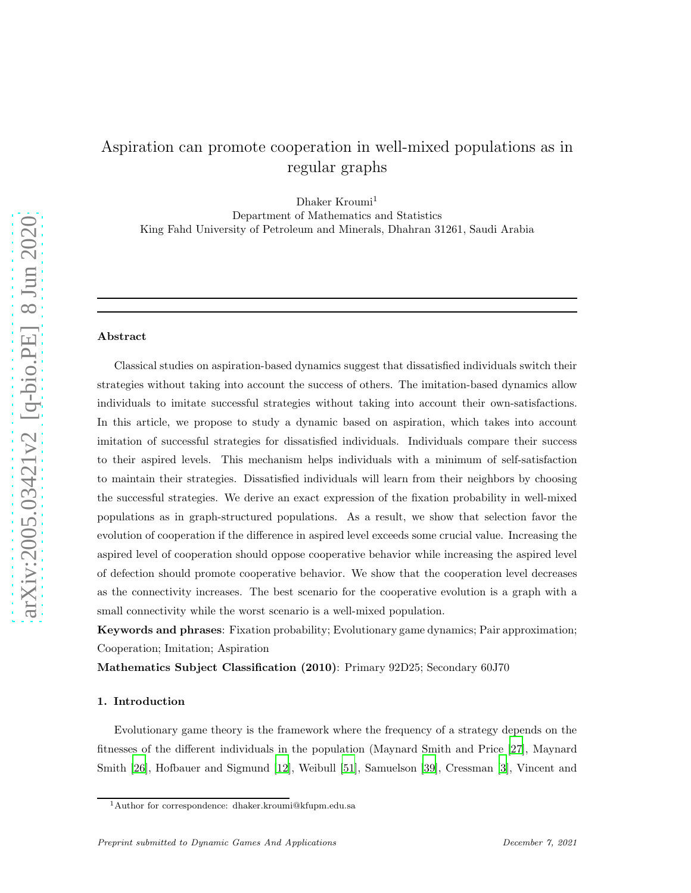# Aspiration can promote cooperation in well-mixed populations as in regular graphs

Dhaker Kroumi[1]

Department of Mathematics and Statistics

King Fahd University of Petroleum and Minerals, Dhahran 31261, Saudi Arabia

---

**Abstract**

Classical studies on aspiration-based dynamics suggest that dissatisfied individuals switch their strategies without taking into account the success of others. The imitation-based dynamics allow individuals to imitate successful strategies without taking into account their own-satisfactions. In this article, we propose to study a dynamic based on aspiration, which takes into account imitation of successful strategies for dissatisfied individuals. Individuals compare their success to their aspired levels. This mechanism helps individuals with a minimum of self-satisfaction to maintain their strategies. Dissatisfied individuals will learn from their neighbors by choosing the successful strategies. We derive an exact expression of the fixation probability in well-mixed populations as in graph-structured populations. As a result, we show that selection favor the evolution of cooperation if the difference in aspired level exceeds some crucial value. Increasing the aspired level of cooperation should oppose cooperative behavior while increasing the aspired level of defection should promote cooperative behavior. We show that the cooperation level decreases as the connectivity increases. The best scenario for the cooperative evolution is a graph with a small connectivity while the worst scenario is a well-mixed population.

**Keywords and phrases**: Fixation probability; Evolutionary game dynamics; Pair approximation; Cooperation; Imitation; Aspiration

**Mathematics Subject Classification (2010)**: Primary 92D25; Secondary 60J70

## 1. Introduction

Evolutionary game theory is the framework where the frequency of a strategy depends on the fitnesses of the different individuals in the population (Maynard Smith and Price [27], Maynard Smith [26], Hofbauer and Sigmund [12], Weibull [51], Samuelson [39], Cressman [3], Vincent and

[1] Author for correspondence: dhaker.kroumi@kfupm.edu.sa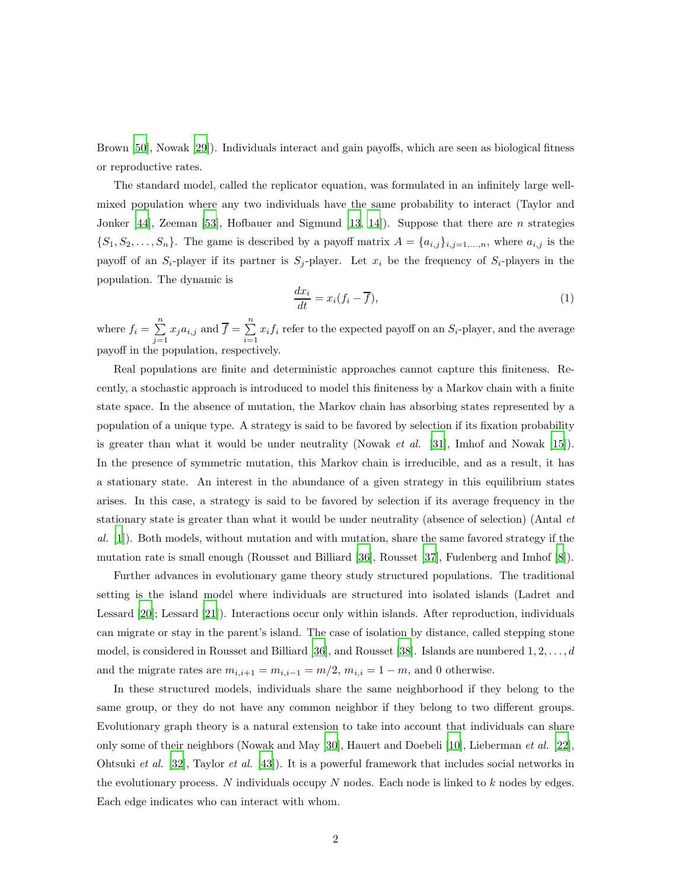Brown [50], Nowak [29]). Individuals interact and gain payoffs, which are seen as biological fitness or reproductive rates.

The standard model, called the replicator equation, was formulated in an infinitely large well-mixed population where any two individuals have the same probability to interact (Taylor and Jonker [44], Zeeman [53], Hofbauer and Sigmund [13, 14]). Suppose that there are $n$ strategies $\{S_1, S_2, \ldots, S_n\}$. The game is described by a payoff matrix $A = \{a_{i,j}\}_{i,j=1,\ldots,n}$, where $a_{i,j}$ is the payoff of an $S_i$-player if its partner is $S_j$-player. Let $x_i$ be the frequency of $S_i$-players in the population. The dynamic is

$$\frac{dx_i}{dt} = x_i(f_i - \overline{f}), \tag{1}$$

where $f_i = \sum_{j=1}^{n} x_j a_{i,j}$ and $\overline{f} = \sum_{i=1}^{n} x_i f_i$ refer to the expected payoff on an $S_i$-player, and the average payoff in the population, respectively.

Real populations are finite and deterministic approaches cannot capture this finiteness. Recently, a stochastic approach is introduced to model this finiteness by a Markov chain with a finite state space. In the absence of mutation, the Markov chain has absorbing states represented by a population of a unique type. A strategy is said to be favored by selection if its fixation probability is greater than what it would be under neutrality (Nowak *et al.* [31], Imhof and Nowak [15]). In the presence of symmetric mutation, this Markov chain is irreducible, and as a result, it has a stationary state. An interest in the abundance of a given strategy in this equilibrium states arises. In this case, a strategy is said to be favored by selection if its average frequency in the stationary state is greater than what it would be under neutrality (absence of selection) (Antal *et al.* [1]). Both models, without mutation and with mutation, share the same favored strategy if the mutation rate is small enough (Rousset and Billiard [36], Rousset [37], Fudenberg and Imhof [8]).

Further advances in evolutionary game theory study structured populations. The traditional setting is the island model where individuals are structured into isolated islands (Ladret and Lessard [20]; Lessard [21]). Interactions occur only within islands. After reproduction, individuals can migrate or stay in the parent's island. The case of isolation by distance, called stepping stone model, is considered in Rousset and Billiard [36], and Rousset [38]. Islands are numbered $1, 2, \ldots, d$ and the migrate rates are $m_{i,i+1} = m_{i,i-1} = m/2$, $m_{i,i} = 1 - m$, and 0 otherwise.

In these structured models, individuals share the same neighborhood if they belong to the same group, or they do not have any common neighbor if they belong to two different groups. Evolutionary graph theory is a natural extension to take into account that individuals can share only some of their neighbors (Nowak and May [30], Hauert and Doebeli [10], Lieberman *et al.* [22], Ohtsuki *et al.* [32], Taylor *et al.* [43]). It is a powerful framework that includes social networks in the evolutionary process. $N$ individuals occupy $N$ nodes. Each node is linked to $k$ nodes by edges. Each edge indicates who can interact with whom.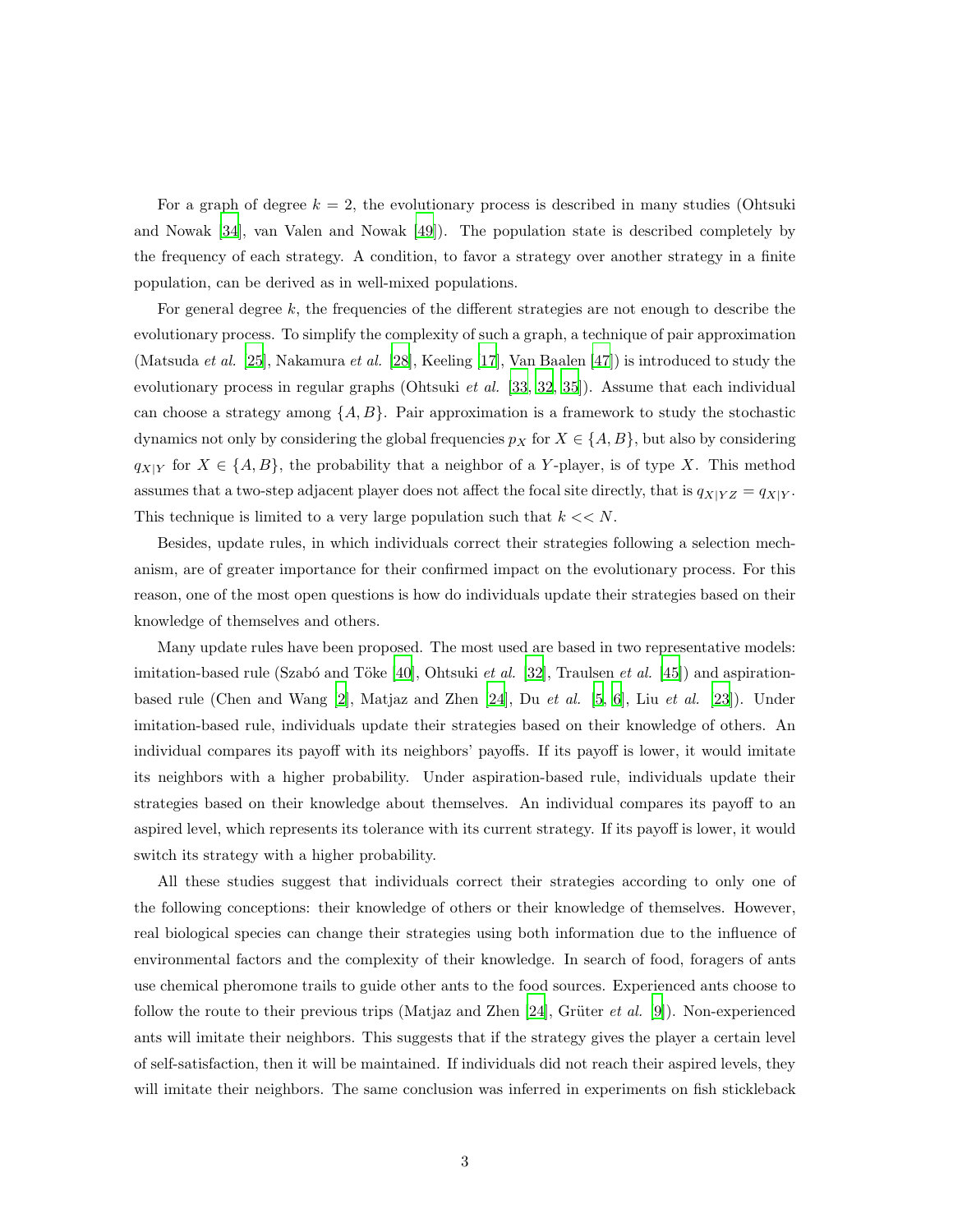For a graph of degree $k = 2$, the evolutionary process is described in many studies (Ohtsuki and Nowak [34], van Valen and Nowak [49]). The population state is described completely by the frequency of each strategy. A condition, to favor a strategy over another strategy in a finite population, can be derived as in well-mixed populations.

For general degree $k$, the frequencies of the different strategies are not enough to describe the evolutionary process. To simplify the complexity of such a graph, a technique of pair approximation (Matsuda *et al.* [25], Nakamura *et al.* [28], Keeling [17], Van Baalen [47]) is introduced to study the evolutionary process in regular graphs (Ohtsuki *et al.* [33, 32, 35]). Assume that each individual can choose a strategy among $\{A, B\}$. Pair approximation is a framework to study the stochastic dynamics not only by considering the global frequencies $p_X$ for $X \in \{A, B\}$, but also by considering $q_{X|Y}$ for $X \in \{A, B\}$, the probability that a neighbor of a $Y$-player, is of type $X$. This method assumes that a two-step adjacent player does not affect the focal site directly, that is $q_{X|YZ} = q_{X|Y}$. This technique is limited to a very large population such that $k << N$.

Besides, update rules, in which individuals correct their strategies following a selection mechanism, are of greater importance for their confirmed impact on the evolutionary process. For this reason, one of the most open questions is how do individuals update their strategies based on their knowledge of themselves and others.

Many update rules have been proposed. The most used are based in two representative models: imitation-based rule (Szabó and Töke [40], Ohtsuki *et al.* [32], Traulsen *et al.* [45]) and aspiration-based rule (Chen and Wang [2], Matjaz and Zhen [24], Du *et al.* [5, 6], Liu *et al.* [23]). Under imitation-based rule, individuals update their strategies based on their knowledge of others. An individual compares its payoff with its neighbors' payoffs. If its payoff is lower, it would imitate its neighbors with a higher probability. Under aspiration-based rule, individuals update their strategies based on their knowledge about themselves. An individual compares its payoff to an aspired level, which represents its tolerance with its current strategy. If its payoff is lower, it would switch its strategy with a higher probability.

All these studies suggest that individuals correct their strategies according to only one of the following conceptions: their knowledge of others or their knowledge of themselves. However, real biological species can change their strategies using both information due to the influence of environmental factors and the complexity of their knowledge. In search of food, foragers of ants use chemical pheromone trails to guide other ants to the food sources. Experienced ants choose to follow the route to their previous trips (Matjaz and Zhen [24], Grüter *et al.* [9]). Non-experienced ants will imitate their neighbors. This suggests that if the strategy gives the player a certain level of self-satisfaction, then it will be maintained. If individuals did not reach their aspired levels, they will imitate their neighbors. The same conclusion was inferred in experiments on fish stickleback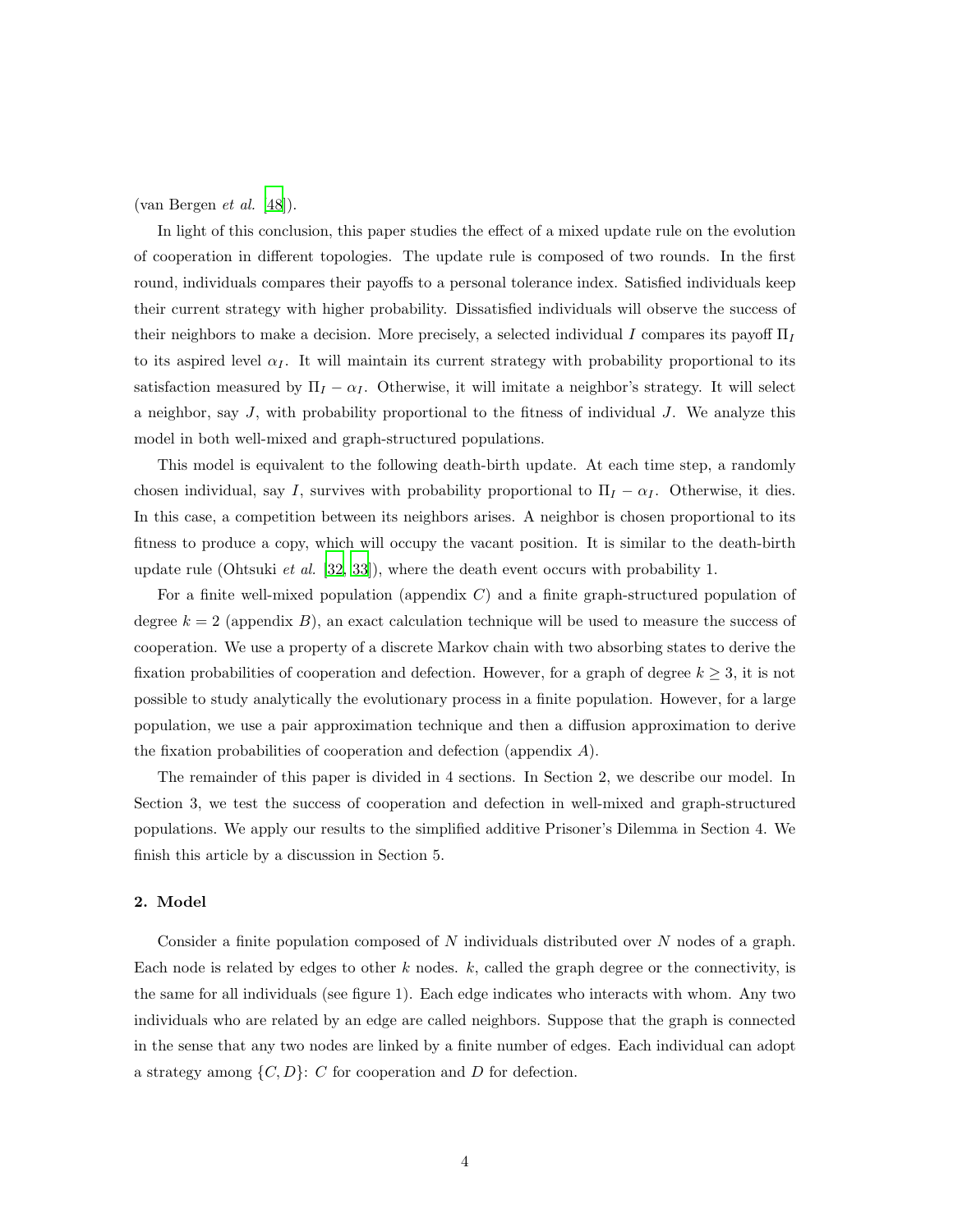(van Bergen *et al.* [48]).

In light of this conclusion, this paper studies the effect of a mixed update rule on the evolution of cooperation in different topologies. The update rule is composed of two rounds. In the first round, individuals compares their payoffs to a personal tolerance index. Satisfied individuals keep their current strategy with higher probability. Dissatisfied individuals will observe the success of their neighbors to make a decision. More precisely, a selected individual $I$ compares its payoff $\Pi_I$ to its aspired level $\alpha_I$. It will maintain its current strategy with probability proportional to its satisfaction measured by $\Pi_I - \alpha_I$. Otherwise, it will imitate a neighbor's strategy. It will select a neighbor, say $J$, with probability proportional to the fitness of individual $J$. We analyze this model in both well-mixed and graph-structured populations.

This model is equivalent to the following death-birth update. At each time step, a randomly chosen individual, say $I$, survives with probability proportional to $\Pi_I - \alpha_I$. Otherwise, it dies. In this case, a competition between its neighbors arises. A neighbor is chosen proportional to its fitness to produce a copy, which will occupy the vacant position. It is similar to the death-birth update rule (Ohtsuki *et al.* [32, 33]), where the death event occurs with probability 1.

For a finite well-mixed population (appendix $C$) and a finite graph-structured population of degree $k = 2$ (appendix $B$), an exact calculation technique will be used to measure the success of cooperation. We use a property of a discrete Markov chain with two absorbing states to derive the fixation probabilities of cooperation and defection. However, for a graph of degree $k \geq 3$, it is not possible to study analytically the evolutionary process in a finite population. However, for a large population, we use a pair approximation technique and then a diffusion approximation to derive the fixation probabilities of cooperation and defection (appendix $A$).

The remainder of this paper is divided in 4 sections. In Section 2, we describe our model. In Section 3, we test the success of cooperation and defection in well-mixed and graph-structured populations. We apply our results to the simplified additive Prisoner's Dilemma in Section 4. We finish this article by a discussion in Section 5.

## 2. Model

Consider a finite population composed of $N$ individuals distributed over $N$ nodes of a graph. Each node is related by edges to other $k$ nodes. $k$, called the graph degree or the connectivity, is the same for all individuals (see figure 1). Each edge indicates who interacts with whom. Any two individuals who are related by an edge are called neighbors. Suppose that the graph is connected in the sense that any two nodes are linked by a finite number of edges. Each individual can adopt a strategy among $\{C, D\}$: $C$ for cooperation and $D$ for defection.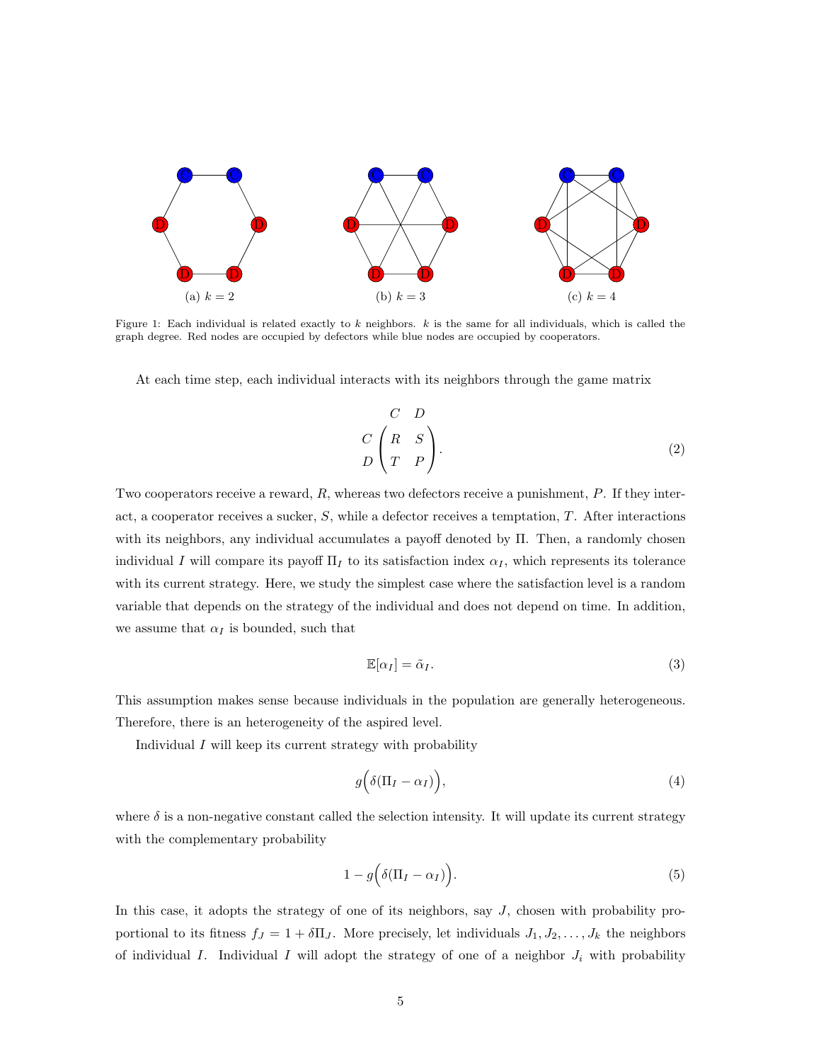(a) $k = 2$ (b) $k = 3$ (c) $k = 4$

Figure 1: Each individual is related exactly to $k$ neighbors. $k$ is the same for all individuals, which is called the graph degree. Red nodes are occupied by defectors while blue nodes are occupied by cooperators.

At each time step, each individual interacts with its neighbors through the game matrix

$$\begin{array}{cc} & \begin{array}{cc} C & D \end{array} \\ \begin{array}{c} C \\ D \end{array} & \begin{pmatrix} R & S \\ T & P \end{pmatrix} \end{array}. \tag{2}$$

Two cooperators receive a reward, $R$, whereas two defectors receive a punishment, $P$. If they interact, a cooperator receives a sucker, $S$, while a defector receives a temptation, $T$. After interactions with its neighbors, any individual accumulates a payoff denoted by $\Pi$. Then, a randomly chosen individual $I$ will compare its payoff $\Pi_I$ to its satisfaction index $\alpha_I$, which represents its tolerance with its current strategy. Here, we study the simplest case where the satisfaction level is a random variable that depends on the strategy of the individual and does not depend on time. In addition, we assume that $\alpha_I$ is bounded, such that

$$\mathbb{E}[\alpha_I] = \tilde{\alpha}_I. \tag{3}$$

This assumption makes sense because individuals in the population are generally heterogeneous. Therefore, there is an heterogeneity of the aspired level.

Individual $I$ will keep its current strategy with probability

$$g\Big(\delta(\Pi_I - \alpha_I)\Big), \tag{4}$$

where $\delta$ is a non-negative constant called the selection intensity. It will update its current strategy with the complementary probability

$$1 - g\Big(\delta(\Pi_I - \alpha_I)\Big). \tag{5}$$

In this case, it adopts the strategy of one of its neighbors, say $J$, chosen with probability proportional to its fitness $f_J = 1 + \delta\Pi_J$. More precisely, let individuals $J_1, J_2, \ldots, J_k$ the neighbors of individual $I$. Individual $I$ will adopt the strategy of one of a neighbor $J_i$ with probability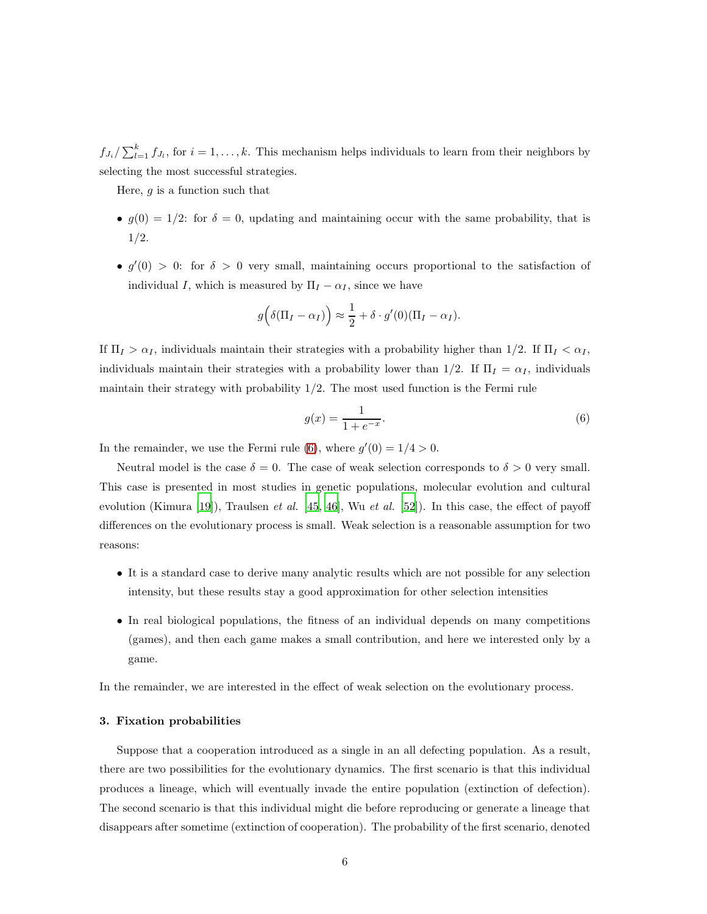$f_{J_i}/\sum_{l=1}^{k} f_{J_l}$, for $i = 1, \ldots, k$. This mechanism helps individuals to learn from their neighbors by selecting the most successful strategies.

Here, $g$ is a function such that

- $g(0) = 1/2$: for $\delta = 0$, updating and maintaining occur with the same probability, that is 1/2.
- $g'(0) > 0$: for $\delta > 0$ very small, maintaining occurs proportional to the satisfaction of individual $I$, which is measured by $\Pi_I - \alpha_I$, since we have

$$g\Big(\delta(\Pi_I - \alpha_I)\Big) \approx \frac{1}{2} + \delta \cdot g'(0)(\Pi_I - \alpha_I).$$

If $\Pi_I > \alpha_I$, individuals maintain their strategies with a probability higher than 1/2. If $\Pi_I < \alpha_I$, individuals maintain their strategies with a probability lower than 1/2. If $\Pi_I = \alpha_I$, individuals maintain their strategy with probability 1/2. The most used function is the Fermi rule

$$g(x) = \frac{1}{1 + e^{-x}}. \tag{6}$$

In the remainder, we use the Fermi rule (6), where $g'(0) = 1/4 > 0$.

Neutral model is the case $\delta = 0$. The case of weak selection corresponds to $\delta > 0$ very small. This case is presented in most studies in genetic populations, molecular evolution and cultural evolution (Kimura [19]), Traulsen *et al.* [45, 46], Wu *et al.* [52]). In this case, the effect of payoff differences on the evolutionary process is small. Weak selection is a reasonable assumption for two reasons:

- It is a standard case to derive many analytic results which are not possible for any selection intensity, but these results stay a good approximation for other selection intensities
- In real biological populations, the fitness of an individual depends on many competitions (games), and then each game makes a small contribution, and here we interested only by a game.

In the remainder, we are interested in the effect of weak selection on the evolutionary process.

## 3. Fixation probabilities

Suppose that a cooperation introduced as a single in an all defecting population. As a result, there are two possibilities for the evolutionary dynamics. The first scenario is that this individual produces a lineage, which will eventually invade the entire population (extinction of defection). The second scenario is that this individual might die before reproducing or generate a lineage that disappears after sometime (extinction of cooperation). The probability of the first scenario, denoted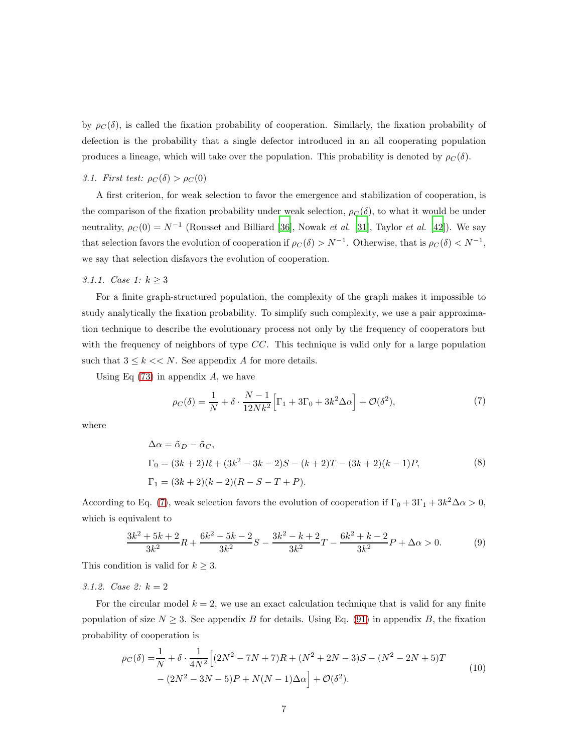by $\rho_C(\delta)$, is called the fixation probability of cooperation. Similarly, the fixation probability of defection is the probability that a single defector introduced in an all cooperating population produces a lineage, which will take over the population. This probability is denoted by $\rho_C(\delta)$.

### 3.1. First test: $\rho_C(\delta) > \rho_C(0)$

A first criterion, for weak selection to favor the emergence and stabilization of cooperation, is the comparison of the fixation probability under weak selection, $\rho_C(\delta)$, to what it would be under neutrality, $\rho_C(0) = N^{-1}$ (Rousset and Billiard [36], Nowak *et al.* [31], Taylor *et al.* [42]). We say that selection favors the evolution of cooperation if $\rho_C(\delta) > N^{-1}$. Otherwise, that is $\rho_C(\delta) < N^{-1}$, we say that selection disfavors the evolution of cooperation.

#### 3.1.1. Case 1: $k \geq 3$

For a finite graph-structured population, the complexity of the graph makes it impossible to study analytically the fixation probability. To simplify such complexity, we use a pair approximation technique to describe the evolutionary process not only by the frequency of cooperators but with the frequency of neighbors of type $CC$. This technique is valid only for a large population such that $3 \leq k << N$. See appendix $A$ for more details.

Using Eq (73) in appendix $A$, we have

$$\rho_C(\delta) = \frac{1}{N} + \delta \cdot \frac{N-1}{12Nk^2}\Big[\Gamma_1 + 3\Gamma_0 + 3k^2\Delta\alpha\Big] + \mathcal{O}(\delta^2), \tag{7}$$

where

$$\begin{aligned}
&\Delta\alpha = \tilde{\alpha}_D - \tilde{\alpha}_C, \\
&\Gamma_0 = (3k+2)R + (3k^2 - 3k - 2)S - (k+2)T - (3k+2)(k-1)P, \\
&\Gamma_1 = (3k+2)(k-2)(R - S - T + P).
\end{aligned} \tag{8}$$

According to Eq. (7), weak selection favors the evolution of cooperation if $\Gamma_0 + 3\Gamma_1 + 3k^2\Delta\alpha > 0$, which is equivalent to

$$\frac{3k^2+5k+2}{3k^2}R + \frac{6k^2-5k-2}{3k^2}S - \frac{3k^2-k+2}{3k^2}T - \frac{6k^2+k-2}{3k^2}P + \Delta\alpha > 0. \tag{9}$$

This condition is valid for $k \geq 3$.

#### 3.1.2. Case 2: $k = 2$

For the circular model $k = 2$, we use an exact calculation technique that is valid for any finite population of size $N \geq 3$. See appendix $B$ for details. Using Eq. (91) in appendix $B$, the fixation probability of cooperation is

$$\begin{aligned}
\rho_C(\delta) =& \frac{1}{N} + \delta \cdot \frac{1}{4N^2}\Big[(2N^2 - 7N + 7)R + (N^2 + 2N - 3)S - (N^2 - 2N + 5)T \\
&- (2N^2 - 3N - 5)P + N(N-1)\Delta\alpha\Big] + \mathcal{O}(\delta^2).
\end{aligned} \tag{10}$$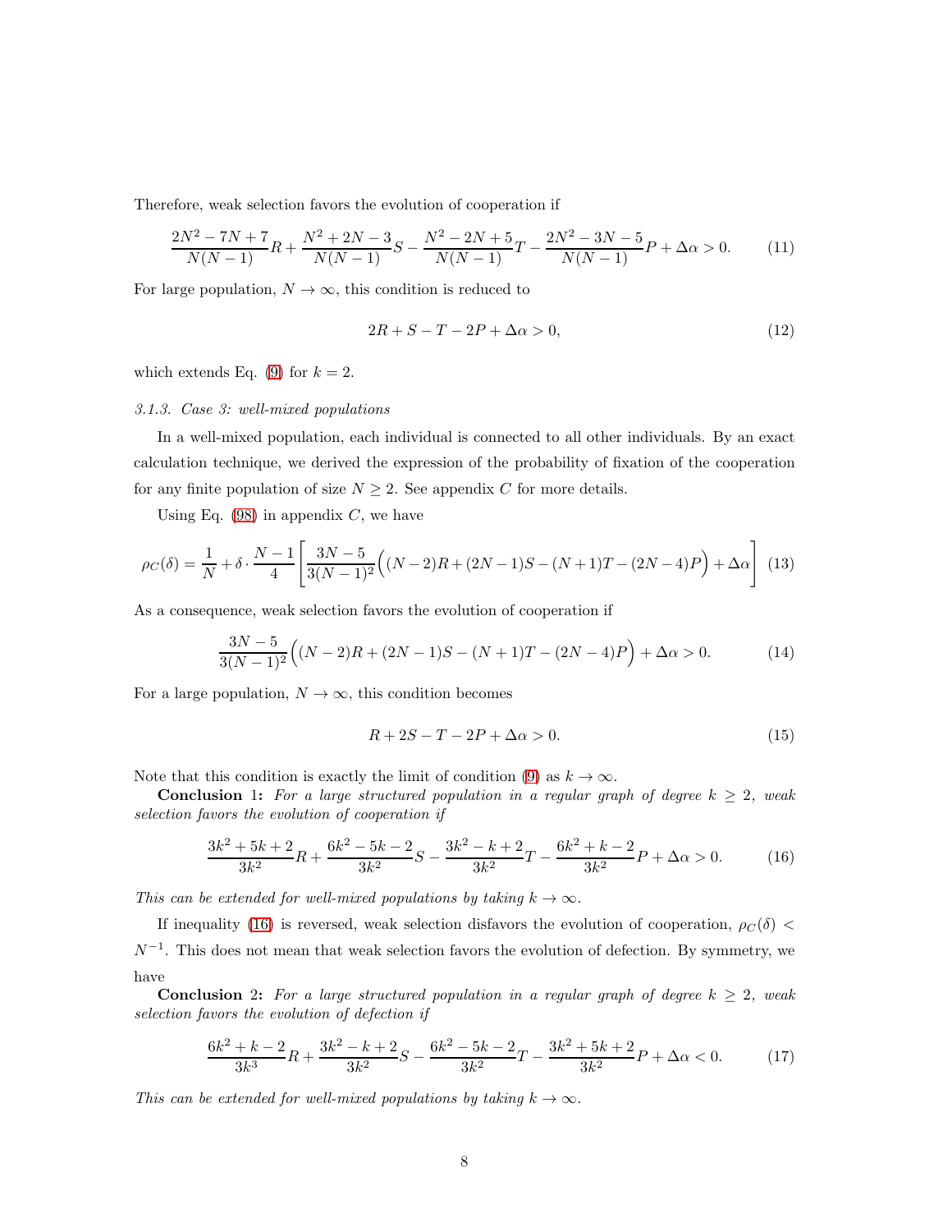Therefore, weak selection favors the evolution of cooperation if

$$\frac{2N^2-7N+7}{N(N-1)}R+\frac{N^2+2N-3}{N(N-1)}S-\frac{N^2-2N+5}{N(N-1)}T-\frac{2N^2-3N-5}{N(N-1)}P+\Delta\alpha>0. \tag{11}$$

For large population, $N\to\infty$, this condition is reduced to

$$2R+S-T-2P+\Delta\alpha>0, \tag{12}$$

which extends Eq. (9) for $k=2$.

*3.1.3. Case 3: well-mixed populations*

In a well-mixed population, each individual is connected to all other individuals. By an exact calculation technique, we derived the expression of the probability of fixation of the cooperation for any finite population of size $N\geq 2$. See appendix $C$ for more details.

Using Eq. (98) in appendix $C$, we have

$$\rho_C(\delta)=\frac{1}{N}+\delta\cdot\frac{N-1}{4}\left[\frac{3N-5}{3(N-1)^2}\Big((N-2)R+(2N-1)S-(N+1)T-(2N-4)P\Big)+\Delta\alpha\right] \tag{13}$$

As a consequence, weak selection favors the evolution of cooperation if

$$\frac{3N-5}{3(N-1)^2}\Big((N-2)R+(2N-1)S-(N+1)T-(2N-4)P\Big)+\Delta\alpha>0. \tag{14}$$

For a large population, $N\to\infty$, this condition becomes

$$R+2S-T-2P+\Delta\alpha>0. \tag{15}$$

Note that this condition is exactly the limit of condition (9) as $k\to\infty$.

**Conclusion 1:** *For a large structured population in a regular graph of degree $k\geq 2$, weak selection favors the evolution of cooperation if*

$$\frac{3k^2+5k+2}{3k^2}R+\frac{6k^2-5k-2}{3k^2}S-\frac{3k^2-k+2}{3k^2}T-\frac{6k^2+k-2}{3k^2}P+\Delta\alpha>0. \tag{16}$$

*This can be extended for well-mixed populations by taking $k\to\infty$.*

If inequality (16) is reversed, weak selection disfavors the evolution of cooperation, $\rho_C(\delta)<N^{-1}$. This does not mean that weak selection favors the evolution of defection. By symmetry, we have

**Conclusion 2:** *For a large structured population in a regular graph of degree $k\geq 2$, weak selection favors the evolution of defection if*

$$\frac{6k^2+k-2}{3k^3}R+\frac{3k^2-k+2}{3k^2}S-\frac{6k^2-5k-2}{3k^2}T-\frac{3k^2+5k+2}{3k^2}P+\Delta\alpha<0. \tag{17}$$

*This can be extended for well-mixed populations by taking $k\to\infty$.*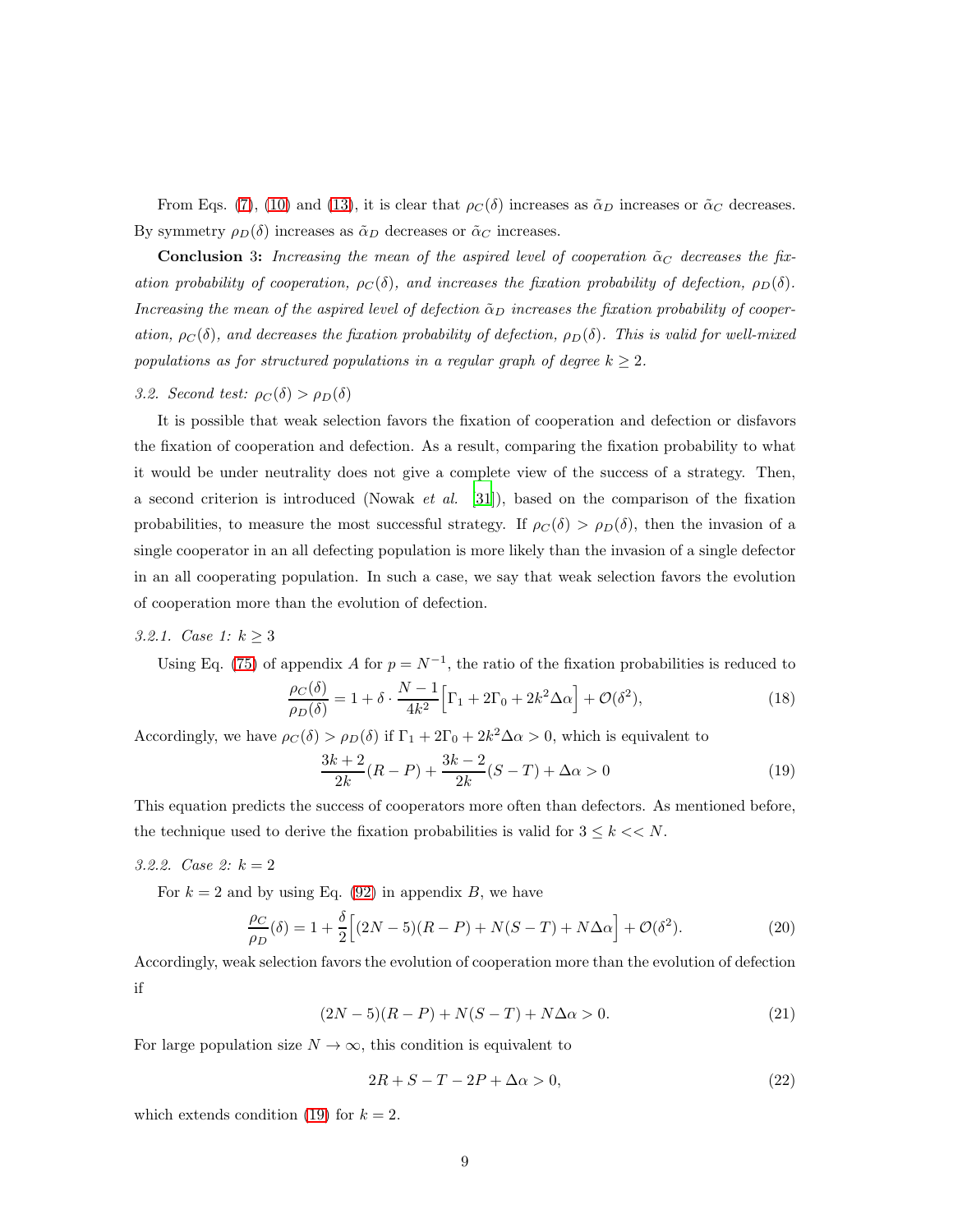From Eqs. (7), (10) and (13), it is clear that $\rho_C(\delta)$ increases as $\tilde{\alpha}_D$ increases or $\tilde{\alpha}_C$ decreases. By symmetry $\rho_D(\delta)$ increases as $\tilde{\alpha}_D$ decreases or $\tilde{\alpha}_C$ increases.

**Conclusion** 3**:** *Increasing the mean of the aspired level of cooperation $\tilde{\alpha}_C$ decreases the fixation probability of cooperation, $\rho_C(\delta)$, and increases the fixation probability of defection, $\rho_D(\delta)$. Increasing the mean of the aspired level of defection $\tilde{\alpha}_D$ increases the fixation probability of cooperation, $\rho_C(\delta)$, and decreases the fixation probability of defection, $\rho_D(\delta)$. This is valid for well-mixed populations as for structured populations in a regular graph of degree $k \geq 2$.*

### *3.2. Second test: $\rho_C(\delta) > \rho_D(\delta)$*

It is possible that weak selection favors the fixation of cooperation and defection or disfavors the fixation of cooperation and defection. As a result, comparing the fixation probability to what it would be under neutrality does not give a complete view of the success of a strategy. Then, a second criterion is introduced (Nowak *et al.* [31]), based on the comparison of the fixation probabilities, to measure the most successful strategy. If $\rho_C(\delta) > \rho_D(\delta)$, then the invasion of a single cooperator in an all defecting population is more likely than the invasion of a single defector in an all cooperating population. In such a case, we say that weak selection favors the evolution of cooperation more than the evolution of defection.

#### *3.2.1. Case 1: $k \geq 3$*

Using Eq. (75) of appendix *A* for $p = N^{-1}$, the ratio of the fixation probabilities is reduced to

$$\frac{\rho_C(\delta)}{\rho_D(\delta)} = 1 + \delta \cdot \frac{N-1}{4k^2}\Big[\Gamma_1 + 2\Gamma_0 + 2k^2\Delta\alpha\Big] + \mathcal{O}(\delta^2), \tag{18}$$

Accordingly, we have $\rho_C(\delta) > \rho_D(\delta)$ if $\Gamma_1 + 2\Gamma_0 + 2k^2\Delta\alpha > 0$, which is equivalent to

$$\frac{3k+2}{2k}(R-P) + \frac{3k-2}{2k}(S-T) + \Delta\alpha > 0 \tag{19}$$

This equation predicts the success of cooperators more often than defectors. As mentioned before, the technique used to derive the fixation probabilities is valid for $3 \leq k << N$.

#### *3.2.2. Case 2: $k = 2$*

For $k = 2$ and by using Eq. (92) in appendix *B*, we have

$$\frac{\rho_C}{\rho_D}(\delta) = 1 + \frac{\delta}{2}\Big[(2N-5)(R-P) + N(S-T) + N\Delta\alpha\Big] + \mathcal{O}(\delta^2). \tag{20}$$

Accordingly, weak selection favors the evolution of cooperation more than the evolution of defection if

$$(2N-5)(R-P) + N(S-T) + N\Delta\alpha > 0. \tag{21}$$

For large population size $N \to \infty$, this condition is equivalent to

$$2R + S - T - 2P + \Delta\alpha > 0, \tag{22}$$

which extends condition (19) for $k = 2$.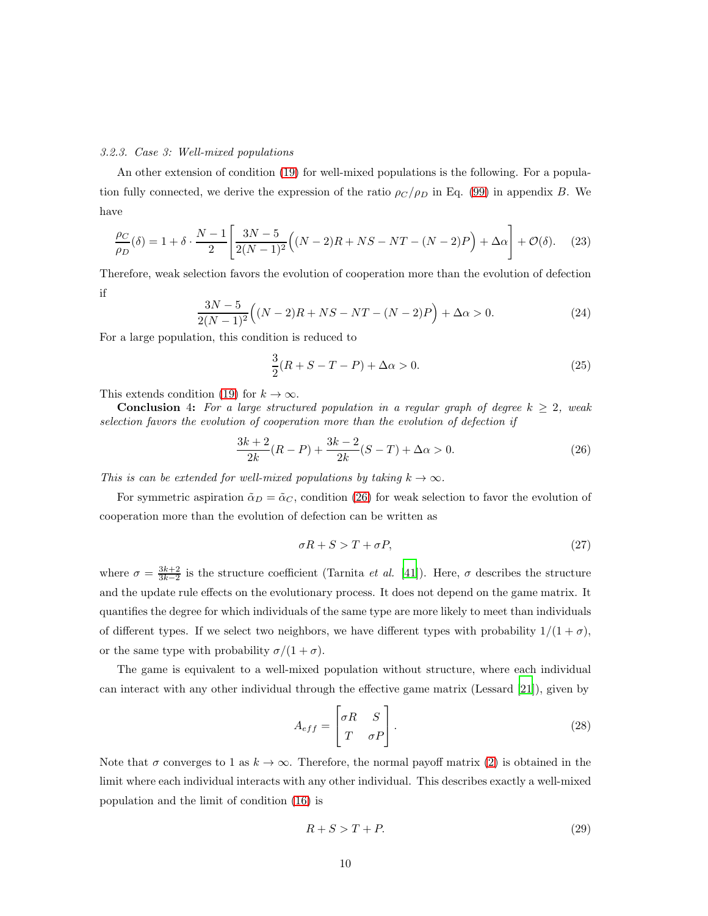#### 3.2.3. Case 3: Well-mixed populations

An other extension of condition (19) for well-mixed populations is the following. For a population fully connected, we derive the expression of the ratio $\rho_C/\rho_D$ in Eq. (99) in appendix $B$. We have

$$\frac{\rho_C}{\rho_D}(\delta) = 1 + \delta \cdot \frac{N-1}{2}\left[\frac{3N-5}{2(N-1)^2}\Big((N-2)R + NS - NT - (N-2)P\Big) + \Delta\alpha\right] + \mathcal{O}(\delta). \quad (23)$$

Therefore, weak selection favors the evolution of cooperation more than the evolution of defection if

$$\frac{3N-5}{2(N-1)^2}\Big((N-2)R + NS - NT - (N-2)P\Big) + \Delta\alpha > 0. \quad (24)$$

For a large population, this condition is reduced to

$$\frac{3}{2}(R + S - T - P) + \Delta\alpha > 0. \quad (25)$$

This extends condition (19) for $k \to \infty$.

**Conclusion** 4**:** *For a large structured population in a regular graph of degree $k \geq 2$, weak selection favors the evolution of cooperation more than the evolution of defection if*

$$\frac{3k+2}{2k}(R-P) + \frac{3k-2}{2k}(S-T) + \Delta\alpha > 0. \quad (26)$$

*This is can be extended for well-mixed populations by taking $k \to \infty$.*

For symmetric aspiration $\tilde{\alpha}_D = \tilde{\alpha}_C$, condition (26) for weak selection to favor the evolution of cooperation more than the evolution of defection can be written as

$$\sigma R + S > T + \sigma P, \quad (27)$$

where $\sigma = \frac{3k+2}{3k-2}$ is the structure coefficient (Tarnita *et al.* [41]). Here, $\sigma$ describes the structure and the update rule effects on the evolutionary process. It does not depend on the game matrix. It quantifies the degree for which individuals of the same type are more likely to meet than individuals of different types. If we select two neighbors, we have different types with probability $1/(1+\sigma)$, or the same type with probability $\sigma/(1+\sigma)$.

The game is equivalent to a well-mixed population without structure, where each individual can interact with any other individual through the effective game matrix (Lessard [21]), given by

$$A_{eff} = \begin{bmatrix} \sigma R & S \\ T & \sigma P \end{bmatrix}. \quad (28)$$

Note that $\sigma$ converges to 1 as $k \to \infty$. Therefore, the normal payoff matrix (2) is obtained in the limit where each individual interacts with any other individual. This describes exactly a well-mixed population and the limit of condition (16) is

$$R + S > T + P. \quad (29)$$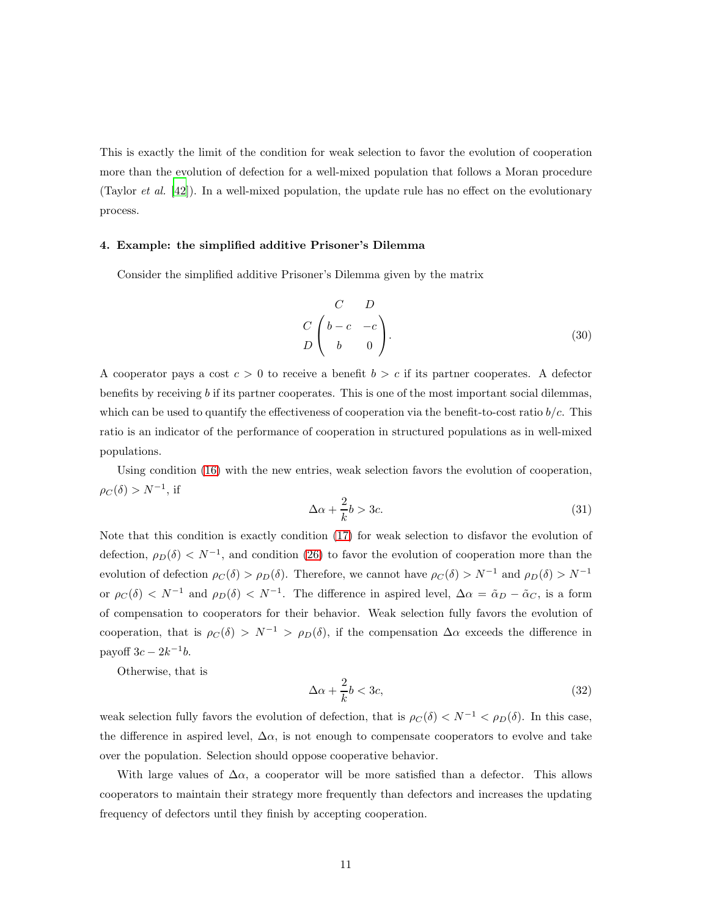This is exactly the limit of the condition for weak selection to favor the evolution of cooperation more than the evolution of defection for a well-mixed population that follows a Moran procedure (Taylor *et al.* [42]). In a well-mixed population, the update rule has no effect on the evolutionary process.

### 4. Example: the simplified additive Prisoner's Dilemma

Consider the simplified additive Prisoner's Dilemma given by the matrix

$$\begin{array}{c} \\ C \\ D \end{array} \begin{array}{c} \begin{array}{cc} C & D \end{array} \\ \begin{pmatrix} b-c & -c \\ b & 0 \end{pmatrix} \end{array}. \tag{30}$$

A cooperator pays a cost $c > 0$ to receive a benefit $b > c$ if its partner cooperates. A defector benefits by receiving $b$ if its partner cooperates. This is one of the most important social dilemmas, which can be used to quantify the effectiveness of cooperation via the benefit-to-cost ratio $b/c$. This ratio is an indicator of the performance of cooperation in structured populations as in well-mixed populations.

Using condition (16) with the new entries, weak selection favors the evolution of cooperation, $\rho_C(\delta) > N^{-1}$, if

$$\Delta\alpha + \frac{2}{k}b > 3c. \tag{31}$$

Note that this condition is exactly condition (17) for weak selection to disfavor the evolution of defection, $\rho_D(\delta) < N^{-1}$, and condition (26) to favor the evolution of cooperation more than the evolution of defection $\rho_C(\delta) > \rho_D(\delta)$. Therefore, we cannot have $\rho_C(\delta) > N^{-1}$ and $\rho_D(\delta) > N^{-1}$ or $\rho_C(\delta) < N^{-1}$ and $\rho_D(\delta) < N^{-1}$. The difference in aspired level, $\Delta\alpha = \tilde{\alpha}_D - \tilde{\alpha}_C$, is a form of compensation to cooperators for their behavior. Weak selection fully favors the evolution of cooperation, that is $\rho_C(\delta) > N^{-1} > \rho_D(\delta)$, if the compensation $\Delta\alpha$ exceeds the difference in payoff $3c - 2k^{-1}b$.

Otherwise, that is

$$\Delta\alpha + \frac{2}{k}b < 3c, \tag{32}$$

weak selection fully favors the evolution of defection, that is $\rho_C(\delta) < N^{-1} < \rho_D(\delta)$. In this case, the difference in aspired level, $\Delta\alpha$, is not enough to compensate cooperators to evolve and take over the population. Selection should oppose cooperative behavior.

With large values of $\Delta\alpha$, a cooperator will be more satisfied than a defector. This allows cooperators to maintain their strategy more frequently than defectors and increases the updating frequency of defectors until they finish by accepting cooperation.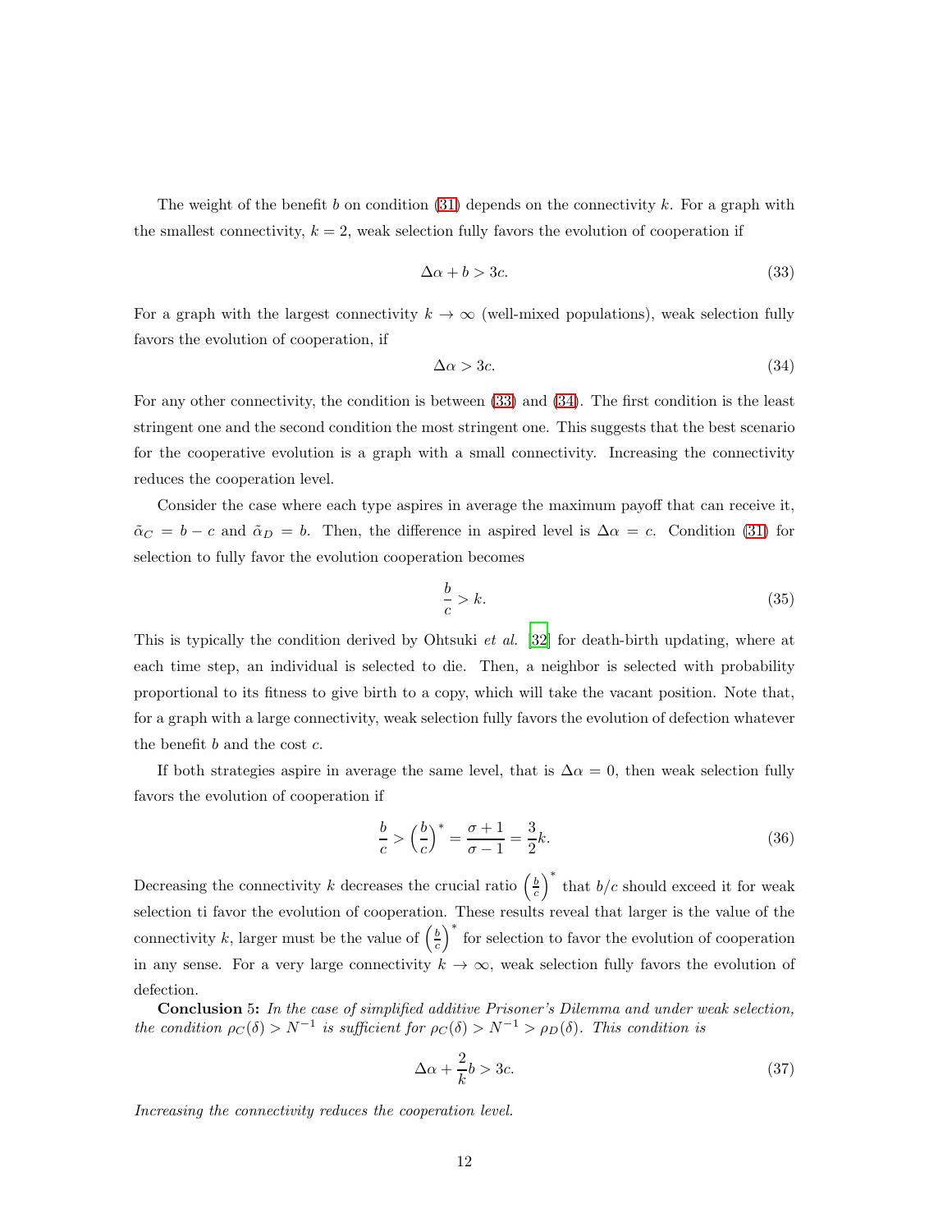The weight of the benefit $b$ on condition (31) depends on the connectivity $k$. For a graph with the smallest connectivity, $k = 2$, weak selection fully favors the evolution of cooperation if

$$\Delta\alpha + b > 3c. \tag{33}$$

For a graph with the largest connectivity $k \to \infty$ (well-mixed populations), weak selection fully favors the evolution of cooperation, if

$$\Delta\alpha > 3c. \tag{34}$$

For any other connectivity, the condition is between (33) and (34). The first condition is the least stringent one and the second condition the most stringent one. This suggests that the best scenario for the cooperative evolution is a graph with a small connectivity. Increasing the connectivity reduces the cooperation level.

Consider the case where each type aspires in average the maximum payoff that can receive it, $\tilde{\alpha}_C = b - c$ and $\tilde{\alpha}_D = b$. Then, the difference in aspired level is $\Delta\alpha = c$. Condition (31) for selection to fully favor the evolution cooperation becomes

$$\frac{b}{c} > k. \tag{35}$$

This is typically the condition derived by Ohtsuki *et al.* [32] for death-birth updating, where at each time step, an individual is selected to die. Then, a neighbor is selected with probability proportional to its fitness to give birth to a copy, which will take the vacant position. Note that, for a graph with a large connectivity, weak selection fully favors the evolution of defection whatever the benefit $b$ and the cost $c$.

If both strategies aspire in average the same level, that is $\Delta\alpha = 0$, then weak selection fully favors the evolution of cooperation if

$$\frac{b}{c} > \left(\frac{b}{c}\right)^* = \frac{\sigma + 1}{\sigma - 1} = \frac{3}{2}k. \tag{36}$$

Decreasing the connectivity $k$ decreases the crucial ratio $\left(\frac{b}{c}\right)^*$ that $b/c$ should exceed it for weak selection ti favor the evolution of cooperation. These results reveal that larger is the value of the connectivity $k$, larger must be the value of $\left(\frac{b}{c}\right)^*$ for selection to favor the evolution of cooperation in any sense. For a very large connectivity $k \to \infty$, weak selection fully favors the evolution of defection.

**Conclusion** 5**:** *In the case of simplified additive Prisoner's Dilemma and under weak selection, the condition $\rho_C(\delta) > N^{-1}$ is sufficient for $\rho_C(\delta) > N^{-1} > \rho_D(\delta)$. This condition is*

$$\Delta\alpha + \frac{2}{k}b > 3c. \tag{37}$$

*Increasing the connectivity reduces the cooperation level.*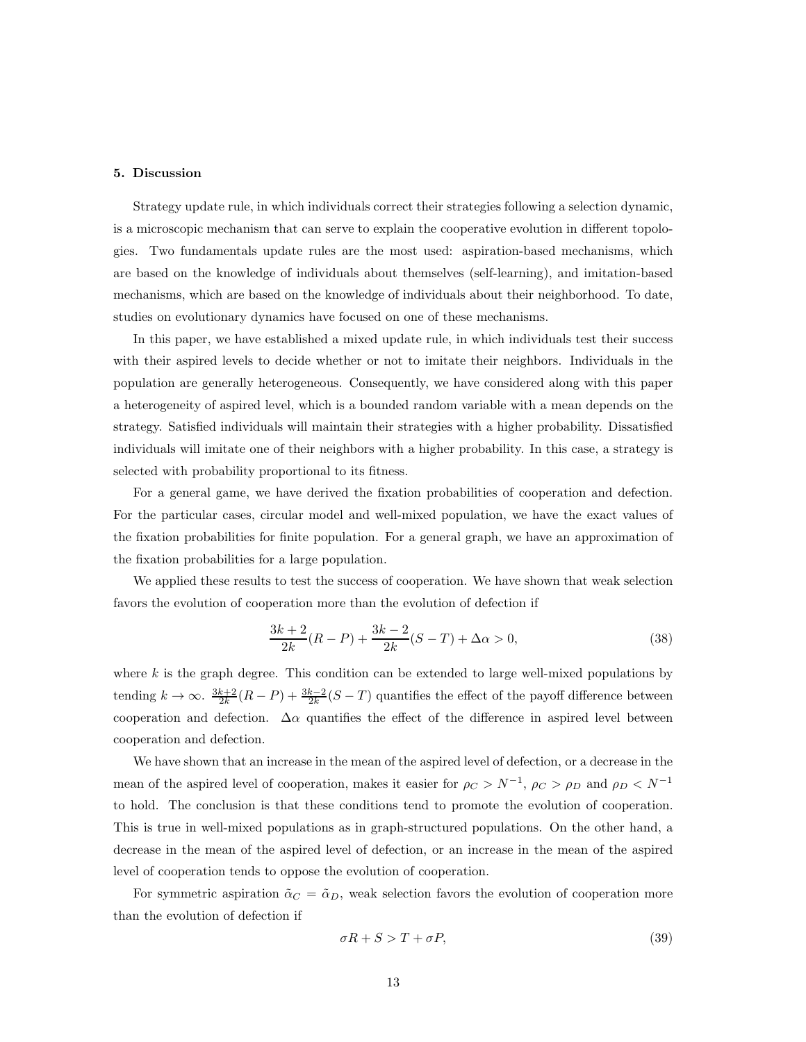## 5. Discussion

Strategy update rule, in which individuals correct their strategies following a selection dynamic, is a microscopic mechanism that can serve to explain the cooperative evolution in different topologies. Two fundamentals update rules are the most used: aspiration-based mechanisms, which are based on the knowledge of individuals about themselves (self-learning), and imitation-based mechanisms, which are based on the knowledge of individuals about their neighborhood. To date, studies on evolutionary dynamics have focused on one of these mechanisms.

In this paper, we have established a mixed update rule, in which individuals test their success with their aspired levels to decide whether or not to imitate their neighbors. Individuals in the population are generally heterogeneous. Consequently, we have considered along with this paper a heterogeneity of aspired level, which is a bounded random variable with a mean depends on the strategy. Satisfied individuals will maintain their strategies with a higher probability. Dissatisfied individuals will imitate one of their neighbors with a higher probability. In this case, a strategy is selected with probability proportional to its fitness.

For a general game, we have derived the fixation probabilities of cooperation and defection. For the particular cases, circular model and well-mixed population, we have the exact values of the fixation probabilities for finite population. For a general graph, we have an approximation of the fixation probabilities for a large population.

We applied these results to test the success of cooperation. We have shown that weak selection favors the evolution of cooperation more than the evolution of defection if

$$\frac{3k+2}{2k}(R-P) + \frac{3k-2}{2k}(S-T) + \Delta\alpha > 0, \tag{38}$$

where $k$ is the graph degree. This condition can be extended to large well-mixed populations by tending $k \to \infty$. $\frac{3k+2}{2k}(R-P) + \frac{3k-2}{2k}(S-T)$ quantifies the effect of the payoff difference between cooperation and defection. $\Delta\alpha$ quantifies the effect of the difference in aspired level between cooperation and defection.

We have shown that an increase in the mean of the aspired level of defection, or a decrease in the mean of the aspired level of cooperation, makes it easier for $\rho_C > N^{-1}$, $\rho_C > \rho_D$ and $\rho_D < N^{-1}$ to hold. The conclusion is that these conditions tend to promote the evolution of cooperation. This is true in well-mixed populations as in graph-structured populations. On the other hand, a decrease in the mean of the aspired level of defection, or an increase in the mean of the aspired level of cooperation tends to oppose the evolution of cooperation.

For symmetric aspiration $\tilde{\alpha}_C = \tilde{\alpha}_D$, weak selection favors the evolution of cooperation more than the evolution of defection if

$$\sigma R + S > T + \sigma P, \tag{39}$$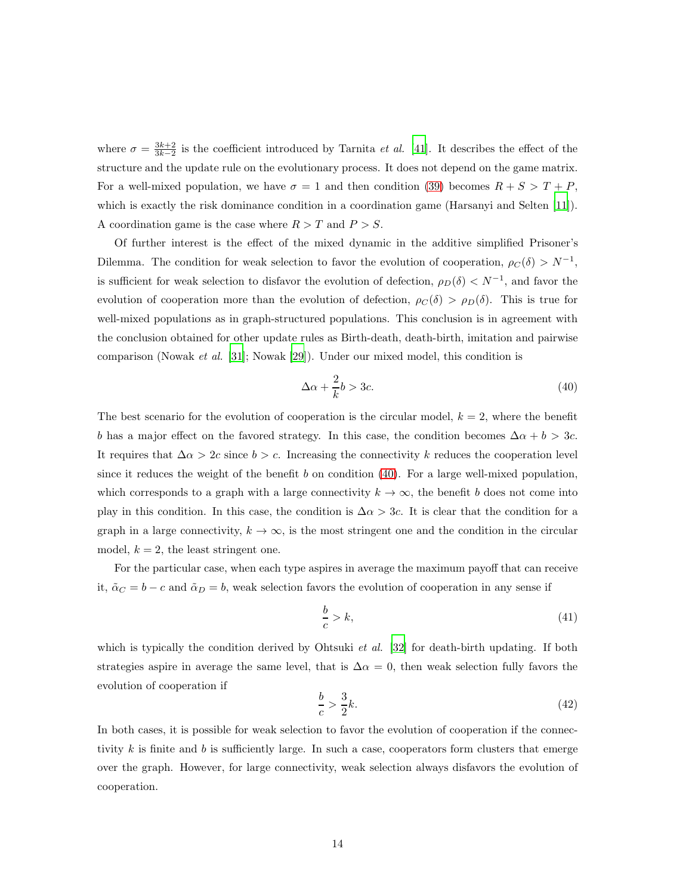where $\sigma = \frac{3k+2}{3k-2}$ is the coefficient introduced by Tarnita *et al.* [41]. It describes the effect of the structure and the update rule on the evolutionary process. It does not depend on the game matrix. For a well-mixed population, we have $\sigma = 1$ and then condition (39) becomes $R + S > T + P$, which is exactly the risk dominance condition in a coordination game (Harsanyi and Selten [11]). A coordination game is the case where $R > T$ and $P > S$.

Of further interest is the effect of the mixed dynamic in the additive simplified Prisoner's Dilemma. The condition for weak selection to favor the evolution of cooperation, $\rho_C(\delta) > N^{-1}$, is sufficient for weak selection to disfavor the evolution of defection, $\rho_D(\delta) < N^{-1}$, and favor the evolution of cooperation more than the evolution of defection, $\rho_C(\delta) > \rho_D(\delta)$. This is true for well-mixed populations as in graph-structured populations. This conclusion is in agreement with the conclusion obtained for other update rules as Birth-death, death-birth, imitation and pairwise comparison (Nowak *et al.* [31]; Nowak [29]). Under our mixed model, this condition is

$$\Delta\alpha + \frac{2}{k}b > 3c. \tag{40}$$

The best scenario for the evolution of cooperation is the circular model, $k = 2$, where the benefit $b$ has a major effect on the favored strategy. In this case, the condition becomes $\Delta\alpha + b > 3c$. It requires that $\Delta\alpha > 2c$ since $b > c$. Increasing the connectivity $k$ reduces the cooperation level since it reduces the weight of the benefit $b$ on condition (40). For a large well-mixed population, which corresponds to a graph with a large connectivity $k \to \infty$, the benefit $b$ does not come into play in this condition. In this case, the condition is $\Delta\alpha > 3c$. It is clear that the condition for a graph in a large connectivity, $k \to \infty$, is the most stringent one and the condition in the circular model, $k = 2$, the least stringent one.

For the particular case, when each type aspires in average the maximum payoff that can receive it, $\tilde{\alpha}_C = b - c$ and $\tilde{\alpha}_D = b$, weak selection favors the evolution of cooperation in any sense if

$$\frac{b}{c} > k, \tag{41}$$

which is typically the condition derived by Ohtsuki *et al.* [32] for death-birth updating. If both strategies aspire in average the same level, that is $\Delta\alpha = 0$, then weak selection fully favors the evolution of cooperation if

$$\frac{b}{c} > \frac{3}{2}k. \tag{42}$$

In both cases, it is possible for weak selection to favor the evolution of cooperation if the connectivity $k$ is finite and $b$ is sufficiently large. In such a case, cooperators form clusters that emerge over the graph. However, for large connectivity, weak selection always disfavors the evolution of cooperation.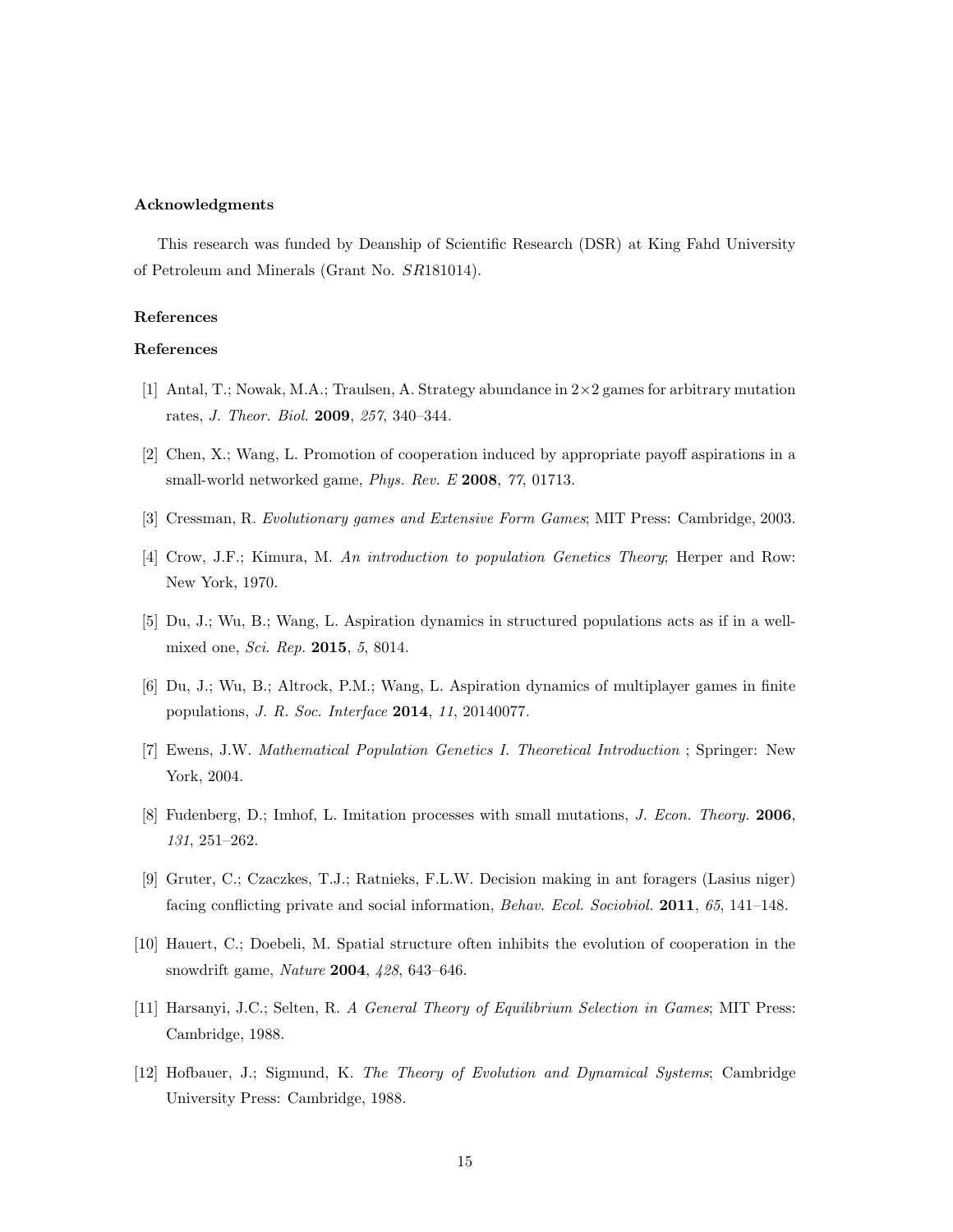### Acknowledgments

This research was funded by Deanship of Scientific Research (DSR) at King Fahd University of Petroleum and Minerals (Grant No. *SR*181014).

### References

### References

[1] Antal, T.; Nowak, M.A.; Traulsen, A. Strategy abundance in $2\times2$ games for arbitrary mutation rates, *J. Theor. Biol.* **2009**, *257*, 340–344.

[2] Chen, X.; Wang, L. Promotion of cooperation induced by appropriate payoff aspirations in a small-world networked game, *Phys. Rev. E* **2008**, *77*, 01713.

[3] Cressman, R. *Evolutionary games and Extensive Form Games*; MIT Press: Cambridge, 2003.

[4] Crow, J.F.; Kimura, M. *An introduction to population Genetics Theory*; Herper and Row: New York, 1970.

[5] Du, J.; Wu, B.; Wang, L. Aspiration dynamics in structured populations acts as if in a well-mixed one, *Sci. Rep.* **2015**, *5*, 8014.

[6] Du, J.; Wu, B.; Altrock, P.M.; Wang, L. Aspiration dynamics of multiplayer games in finite populations, *J. R. Soc. Interface* **2014**, *11*, 20140077.

[7] Ewens, J.W. *Mathematical Population Genetics I. Theoretical Introduction* ; Springer: New York, 2004.

[8] Fudenberg, D.; Imhof, L. Imitation processes with small mutations, *J. Econ. Theory.* **2006**, *131*, 251–262.

[9] Gruter, C.; Czaczkes, T.J.; Ratnieks, F.L.W. Decision making in ant foragers (Lasius niger) facing conflicting private and social information, *Behav. Ecol. Sociobiol.* **2011**, *65*, 141–148.

[10] Hauert, C.; Doebeli, M. Spatial structure often inhibits the evolution of cooperation in the snowdrift game, *Nature* **2004**, *428*, 643–646.

[11] Harsanyi, J.C.; Selten, R. *A General Theory of Equilibrium Selection in Games*; MIT Press: Cambridge, 1988.

[12] Hofbauer, J.; Sigmund, K. *The Theory of Evolution and Dynamical Systems*; Cambridge University Press: Cambridge, 1988.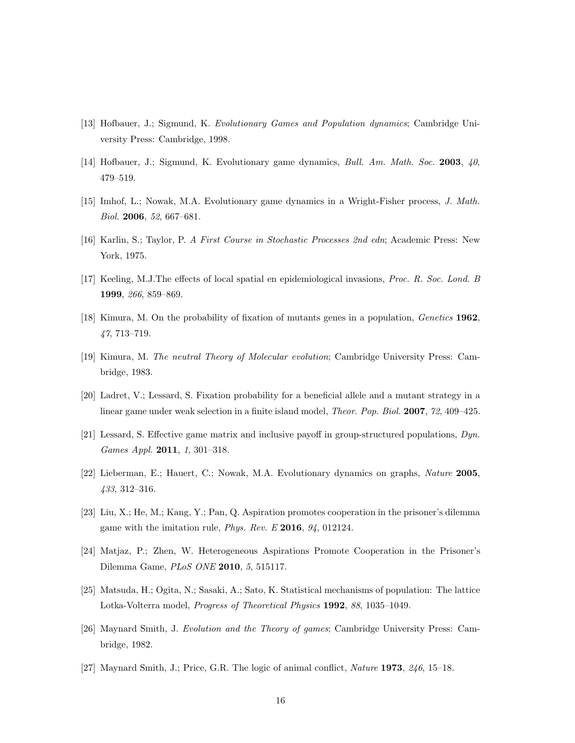[13] Hofbauer, J.; Sigmund, K. *Evolutionary Games and Population dynamics*; Cambridge University Press: Cambridge, 1998.

[14] Hofbauer, J.; Sigmund, K. Evolutionary game dynamics, *Bull. Am. Math. Soc.* **2003**, *40*, 479–519.

[15] Imhof, L.; Nowak, M.A. Evolutionary game dynamics in a Wright-Fisher process, *J. Math. Biol.* **2006**, *52*, 667–681.

[16] Karlin, S.; Taylor, P. *A First Course in Stochastic Processes 2nd edn*; Academic Press: New York, 1975.

[17] Keeling, M.J.The effects of local spatial en epidemiological invasions, *Proc. R. Soc. Lond. B* **1999**, *266*, 859–869.

[18] Kimura, M. On the probability of fixation of mutants genes in a population, *Genetics* **1962**, *47*, 713–719.

[19] Kimura, M. *The neutral Theory of Molecular evolution*; Cambridge University Press: Cambridge, 1983.

[20] Ladret, V.; Lessard, S. Fixation probability for a beneficial allele and a mutant strategy in a linear game under weak selection in a finite island model, *Theor. Pop. Biol.* **2007**, *72*, 409–425.

[21] Lessard, S. Effective game matrix and inclusive payoff in group-structured populations, *Dyn. Games Appl.* **2011**, *1*, 301–318.

[22] Lieberman, E.; Hauert, C.; Nowak, M.A. Evolutionary dynamics on graphs, *Nature* **2005**, *433*, 312–316.

[23] Liu, X.; He, M.; Kang, Y.; Pan, Q. Aspiration promotes cooperation in the prisoner's dilemma game with the imitation rule, *Phys. Rev. E* **2016**, *94*, 012124.

[24] Matjaz, P.; Zhen, W. Heterogeneous Aspirations Promote Cooperation in the Prisoner's Dilemma Game, *PLoS ONE* **2010**, *5*, 515117.

[25] Matsuda, H.; Ogita, N.; Sasaki, A.; Sato, K. Statistical mechanisms of population: The lattice Lotka-Volterra model, *Progress of Theoretical Physics* **1992**, *88*, 1035–1049.

[26] Maynard Smith, J. *Evolution and the Theory of games*; Cambridge University Press: Cambridge, 1982.

[27] Maynard Smith, J.; Price, G.R. The logic of animal conflict, *Nature* **1973**, *246*, 15–18.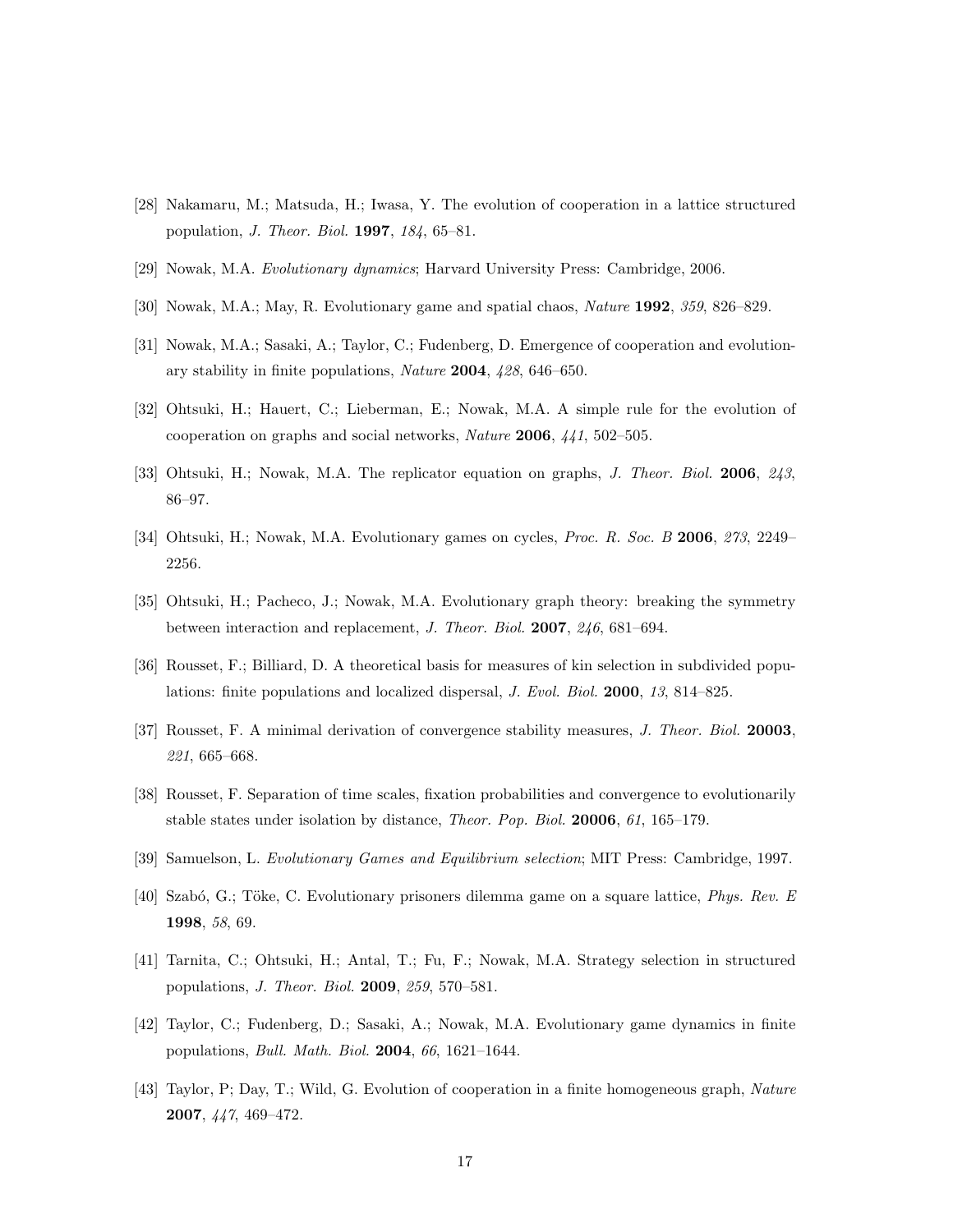[28] Nakamaru, M.; Matsuda, H.; Iwasa, Y. The evolution of cooperation in a lattice structured population, *J. Theor. Biol.* **1997**, *184*, 65–81.

[29] Nowak, M.A. *Evolutionary dynamics*; Harvard University Press: Cambridge, 2006.

[30] Nowak, M.A.; May, R. Evolutionary game and spatial chaos, *Nature* **1992**, *359*, 826–829.

[31] Nowak, M.A.; Sasaki, A.; Taylor, C.; Fudenberg, D. Emergence of cooperation and evolutionary stability in finite populations, *Nature* **2004**, *428*, 646–650.

[32] Ohtsuki, H.; Hauert, C.; Lieberman, E.; Nowak, M.A. A simple rule for the evolution of cooperation on graphs and social networks, *Nature* **2006**, *441*, 502–505.

[33] Ohtsuki, H.; Nowak, M.A. The replicator equation on graphs, *J. Theor. Biol.* **2006**, *243*, 86–97.

[34] Ohtsuki, H.; Nowak, M.A. Evolutionary games on cycles, *Proc. R. Soc. B* **2006**, *273*, 2249–2256.

[35] Ohtsuki, H.; Pacheco, J.; Nowak, M.A. Evolutionary graph theory: breaking the symmetry between interaction and replacement, *J. Theor. Biol.* **2007**, *246*, 681–694.

[36] Rousset, F.; Billiard, D. A theoretical basis for measures of kin selection in subdivided populations: finite populations and localized dispersal, *J. Evol. Biol.* **2000**, *13*, 814–825.

[37] Rousset, F. A minimal derivation of convergence stability measures, *J. Theor. Biol.* **20003**, *221*, 665–668.

[38] Rousset, F. Separation of time scales, fixation probabilities and convergence to evolutionarily stable states under isolation by distance, *Theor. Pop. Biol.* **20006**, *61*, 165–179.

[39] Samuelson, L. *Evolutionary Games and Equilibrium selection*; MIT Press: Cambridge, 1997.

[40] Szabó, G.; Töke, C. Evolutionary prisoners dilemma game on a square lattice, *Phys. Rev. E* **1998**, *58*, 69.

[41] Tarnita, C.; Ohtsuki, H.; Antal, T.; Fu, F.; Nowak, M.A. Strategy selection in structured populations, *J. Theor. Biol.* **2009**, *259*, 570–581.

[42] Taylor, C.; Fudenberg, D.; Sasaki, A.; Nowak, M.A. Evolutionary game dynamics in finite populations, *Bull. Math. Biol.* **2004**, *66*, 1621–1644.

[43] Taylor, P; Day, T.; Wild, G. Evolution of cooperation in a finite homogeneous graph, *Nature* **2007**, *447*, 469–472.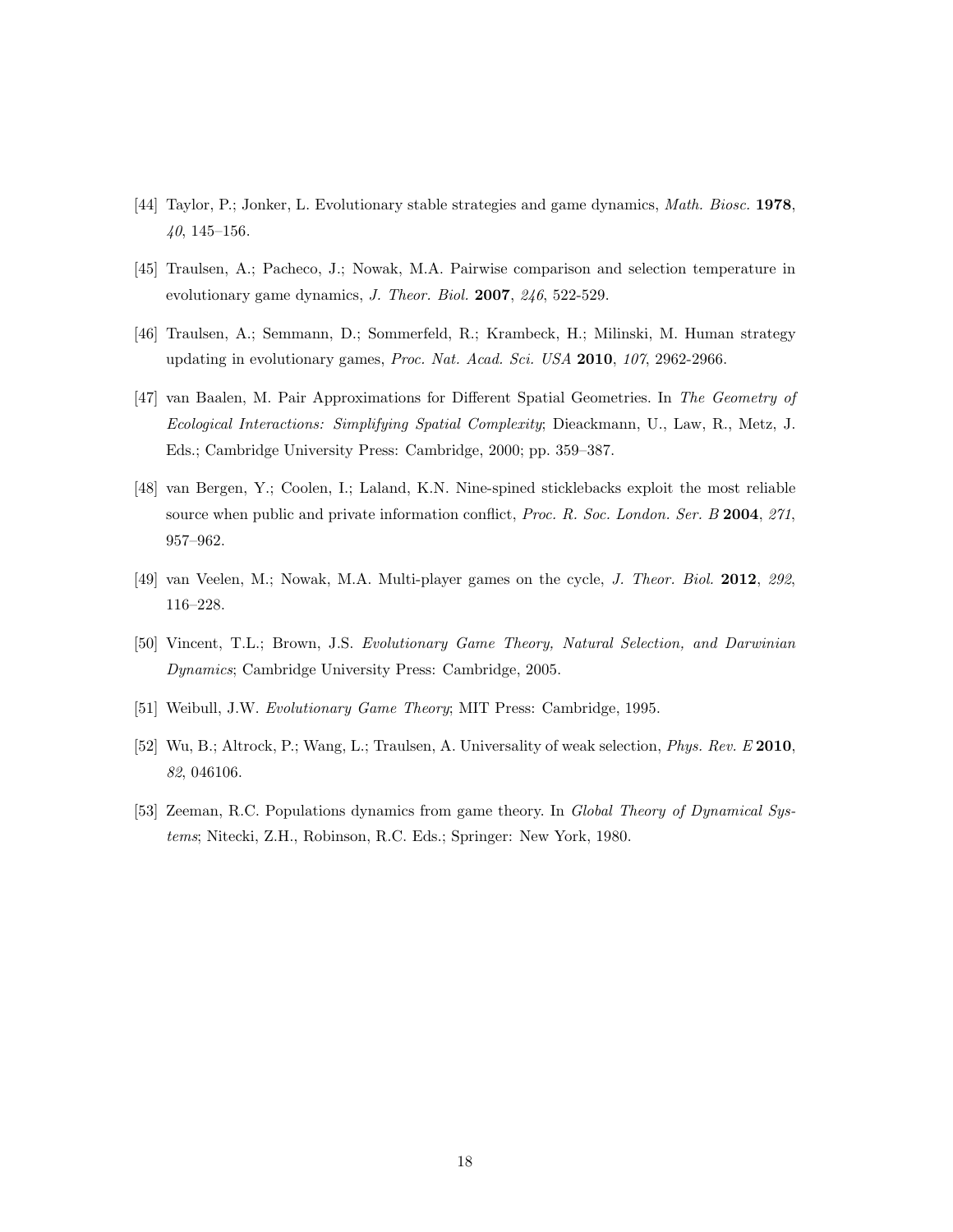[44] Taylor, P.; Jonker, L. Evolutionary stable strategies and game dynamics, *Math. Biosc.* **1978**, *40*, 145–156.

[45] Traulsen, A.; Pacheco, J.; Nowak, M.A. Pairwise comparison and selection temperature in evolutionary game dynamics, *J. Theor. Biol.* **2007**, *246*, 522-529.

[46] Traulsen, A.; Semmann, D.; Sommerfeld, R.; Krambeck, H.; Milinski, M. Human strategy updating in evolutionary games, *Proc. Nat. Acad. Sci. USA* **2010**, *107*, 2962-2966.

[47] van Baalen, M. Pair Approximations for Different Spatial Geometries. In *The Geometry of Ecological Interactions: Simplifying Spatial Complexity*; Dieackmann, U., Law, R., Metz, J. Eds.; Cambridge University Press: Cambridge, 2000; pp. 359–387.

[48] van Bergen, Y.; Coolen, I.; Laland, K.N. Nine-spined sticklebacks exploit the most reliable source when public and private information conflict, *Proc. R. Soc. London. Ser. B* **2004**, *271*, 957–962.

[49] van Veelen, M.; Nowak, M.A. Multi-player games on the cycle, *J. Theor. Biol.* **2012**, *292*, 116–228.

[50] Vincent, T.L.; Brown, J.S. *Evolutionary Game Theory, Natural Selection, and Darwinian Dynamics*; Cambridge University Press: Cambridge, 2005.

[51] Weibull, J.W. *Evolutionary Game Theory*; MIT Press: Cambridge, 1995.

[52] Wu, B.; Altrock, P.; Wang, L.; Traulsen, A. Universality of weak selection, *Phys. Rev. E* **2010**, *82*, 046106.

[53] Zeeman, R.C. Populations dynamics from game theory. In *Global Theory of Dynamical Systems*; Nitecki, Z.H., Robinson, R.C. Eds.; Springer: New York, 1980.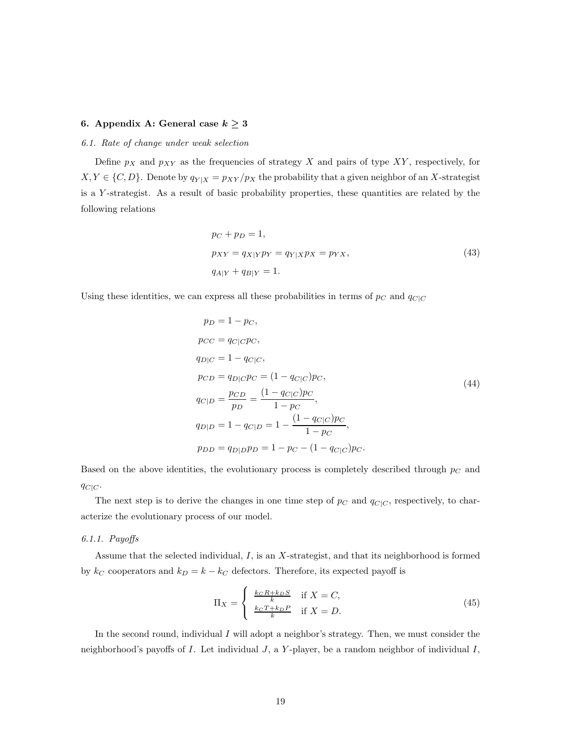## 6. Appendix A: General case $k \geq 3$

### *6.1. Rate of change under weak selection*

Define $p_X$ and $p_{XY}$ as the frequencies of strategy $X$ and pairs of type $XY$, respectively, for $X, Y \in \{C, D\}$. Denote by $q_{Y|X} = p_{XY}/p_X$ the probability that a given neighbor of an $X$-strategist is a $Y$-strategist. As a result of basic probability properties, these quantities are related by the following relations

$$
\begin{aligned}
&p_C + p_D = 1, \\
&p_{XY} = q_{X|Y} p_Y = q_{Y|X} p_X = p_{YX}, \\
&q_{A|Y} + q_{B|Y} = 1.
\end{aligned} \tag{43}
$$

Using these identities, we can express all these probabilities in terms of $p_C$ and $q_{C|C}$

$$
\begin{aligned}
p_D &= 1 - p_C, \\
p_{CC} &= q_{C|C} p_C, \\
q_{D|C} &= 1 - q_{C|C}, \\
p_{CD} &= q_{D|C} p_C = (1 - q_{C|C}) p_C, \\
q_{C|D} &= \frac{p_{CD}}{p_D} = \frac{(1 - q_{C|C}) p_C}{1 - p_C}, \\
q_{D|D} &= 1 - q_{C|D} = 1 - \frac{(1 - q_{C|C}) p_C}{1 - p_C}, \\
p_{DD} &= q_{D|D} p_D = 1 - p_C - (1 - q_{C|C}) p_C.
\end{aligned} \tag{44}
$$

Based on the above identities, the evolutionary process is completely described through $p_C$ and $q_{C|C}$.

The next step is to derive the changes in one time step of $p_C$ and $q_{C|C}$, respectively, to characterize the evolutionary process of our model.

#### *6.1.1. Payoffs*

Assume that the selected individual, $I$, is an $X$-strategist, and that its neighborhood is formed by $k_C$ cooperators and $k_D = k - k_C$ defectors. Therefore, its expected payoff is

$$
\Pi_X = \begin{cases} \frac{k_C R + k_D S}{k} & \text{if } X = C, \\ \frac{k_C T + k_D P}{k} & \text{if } X = D. \end{cases} \tag{45}
$$

In the second round, individual $I$ will adopt a neighbor's strategy. Then, we must consider the neighborhood's payoffs of $I$. Let individual $J$, a $Y$-player, be a random neighbor of individual $I$,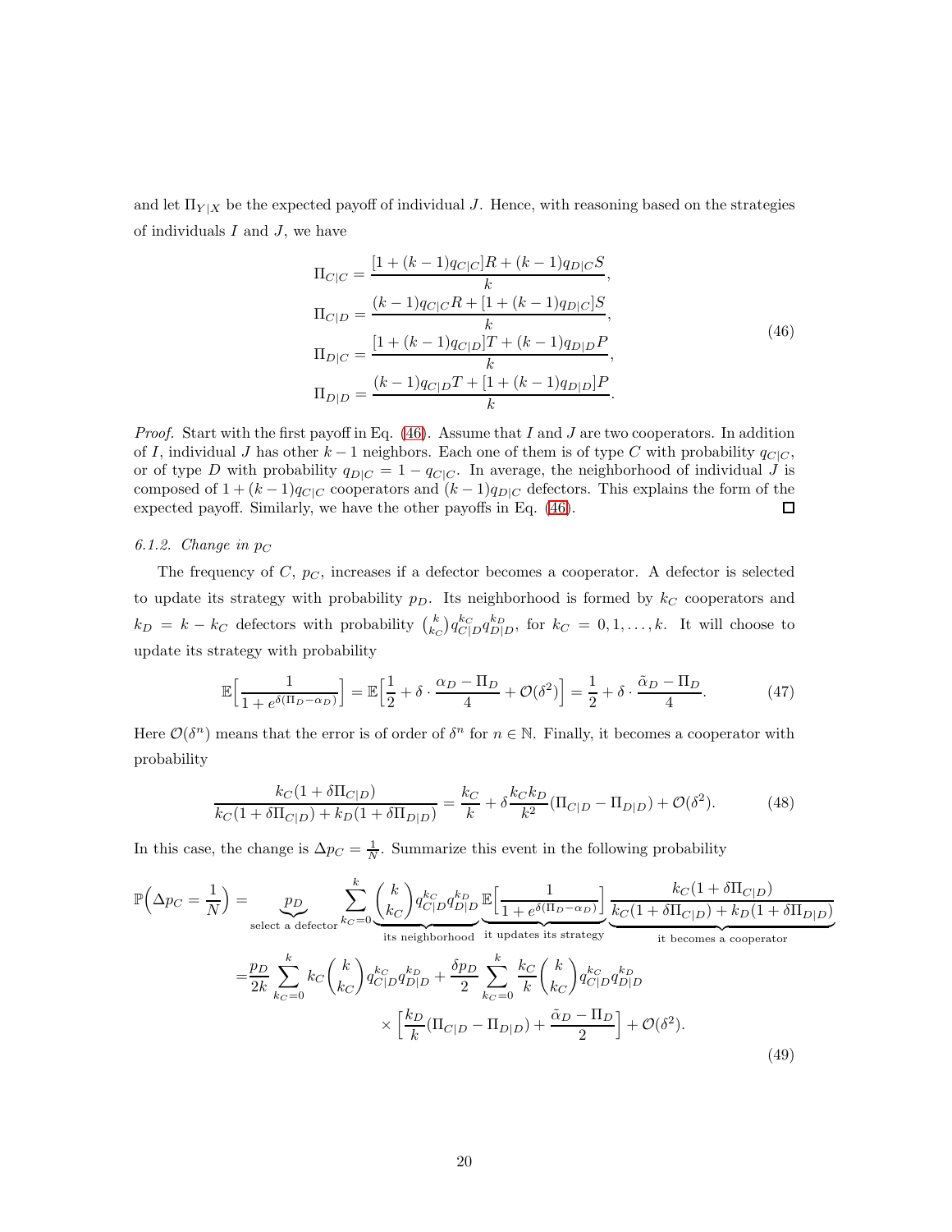and let $\Pi_{Y|X}$ be the expected payoff of individual $J$. Hence, with reasoning based on the strategies of individuals $I$ and $J$, we have

$$
\begin{aligned}
\Pi_{C|C} &= \frac{[1+(k-1)q_{C|C}]R + (k-1)q_{D|C}S}{k}, \\
\Pi_{C|D} &= \frac{(k-1)q_{C|C}R + [1+(k-1)q_{D|C}]S}{k}, \\
\Pi_{D|C} &= \frac{[1+(k-1)q_{C|D}]T + (k-1)q_{D|D}P}{k}, \\
\Pi_{D|D} &= \frac{(k-1)q_{C|D}T + [1+(k-1)q_{D|D}]P}{k}.
\end{aligned}
\tag{46}
$$

*Proof.* Start with the first payoff in Eq. (46). Assume that $I$ and $J$ are two cooperators. In addition of $I$, individual $J$ has other $k-1$ neighbors. Each one of them is of type $C$ with probability $q_{C|C}$, or of type $D$ with probability $q_{D|C} = 1 - q_{C|C}$. In average, the neighborhood of individual $J$ is composed of $1+(k-1)q_{C|C}$ cooperators and $(k-1)q_{D|C}$ defectors. This explains the form of the expected payoff. Similarly, we have the other payoffs in Eq. (46). $\square$

#### 6.1.2. Change in $p_C$

The frequency of $C$, $p_C$, increases if a defector becomes a cooperator. A defector is selected to update its strategy with probability $p_D$. Its neighborhood is formed by $k_C$ cooperators and $k_D = k - k_C$ defectors with probability $\binom{k}{k_C} q_{C|D}^{k_C} q_{D|D}^{k_D}$, for $k_C = 0, 1, \ldots, k$. It will choose to update its strategy with probability

$$
\mathbb{E}\Big[\frac{1}{1+e^{\delta(\Pi_D - \alpha_D)}}\Big] = \mathbb{E}\Big[\frac{1}{2} + \delta \cdot \frac{\alpha_D - \Pi_D}{4} + \mathcal{O}(\delta^2)\Big] = \frac{1}{2} + \delta \cdot \frac{\tilde{\alpha}_D - \Pi_D}{4}. \tag{47}
$$

Here $\mathcal{O}(\delta^n)$ means that the error is of order of $\delta^n$ for $n \in \mathbb{N}$. Finally, it becomes a cooperator with probability

$$
\frac{k_C(1+\delta \Pi_{C|D})}{k_C(1+\delta \Pi_{C|D}) + k_D(1+\delta \Pi_{D|D})} = \frac{k_C}{k} + \delta \frac{k_C k_D}{k^2}(\Pi_{C|D} - \Pi_{D|D}) + \mathcal{O}(\delta^2). \tag{48}
$$

In this case, the change is $\Delta p_C = \frac{1}{N}$. Summarize this event in the following probability

$$
\begin{aligned}
\mathbb{P}\Big(\Delta p_C = \frac{1}{N}\Big) &= \underbrace{p_D}_{\text{select a defector}} \sum_{k_C=0}^{k} \underbrace{\binom{k}{k_C} q_{C|D}^{k_C} q_{D|D}^{k_D}}_{\text{its neighborhood}} \underbrace{\mathbb{E}\Big[\frac{1}{1+e^{\delta(\Pi_D - \alpha_D)}}\Big]}_{\text{it updates its strategy}} \underbrace{\frac{k_C(1+\delta \Pi_{C|D})}{k_C(1+\delta \Pi_{C|D}) + k_D(1+\delta \Pi_{D|D})}}_{\text{it becomes a cooperator}} \\
&= \frac{p_D}{2k} \sum_{k_C=0}^{k} k_C \binom{k}{k_C} q_{C|D}^{k_C} q_{D|D}^{k_D} + \frac{\delta p_D}{2} \sum_{k_C=0}^{k} \frac{k_C}{k} \binom{k}{k_C} q_{C|D}^{k_C} q_{D|D}^{k_D} \\
&\qquad \times \Big[\frac{k_D}{k}(\Pi_{C|D} - \Pi_{D|D}) + \frac{\tilde{\alpha}_D - \Pi_D}{2}\Big] + \mathcal{O}(\delta^2).
\end{aligned}
\tag{49}
$$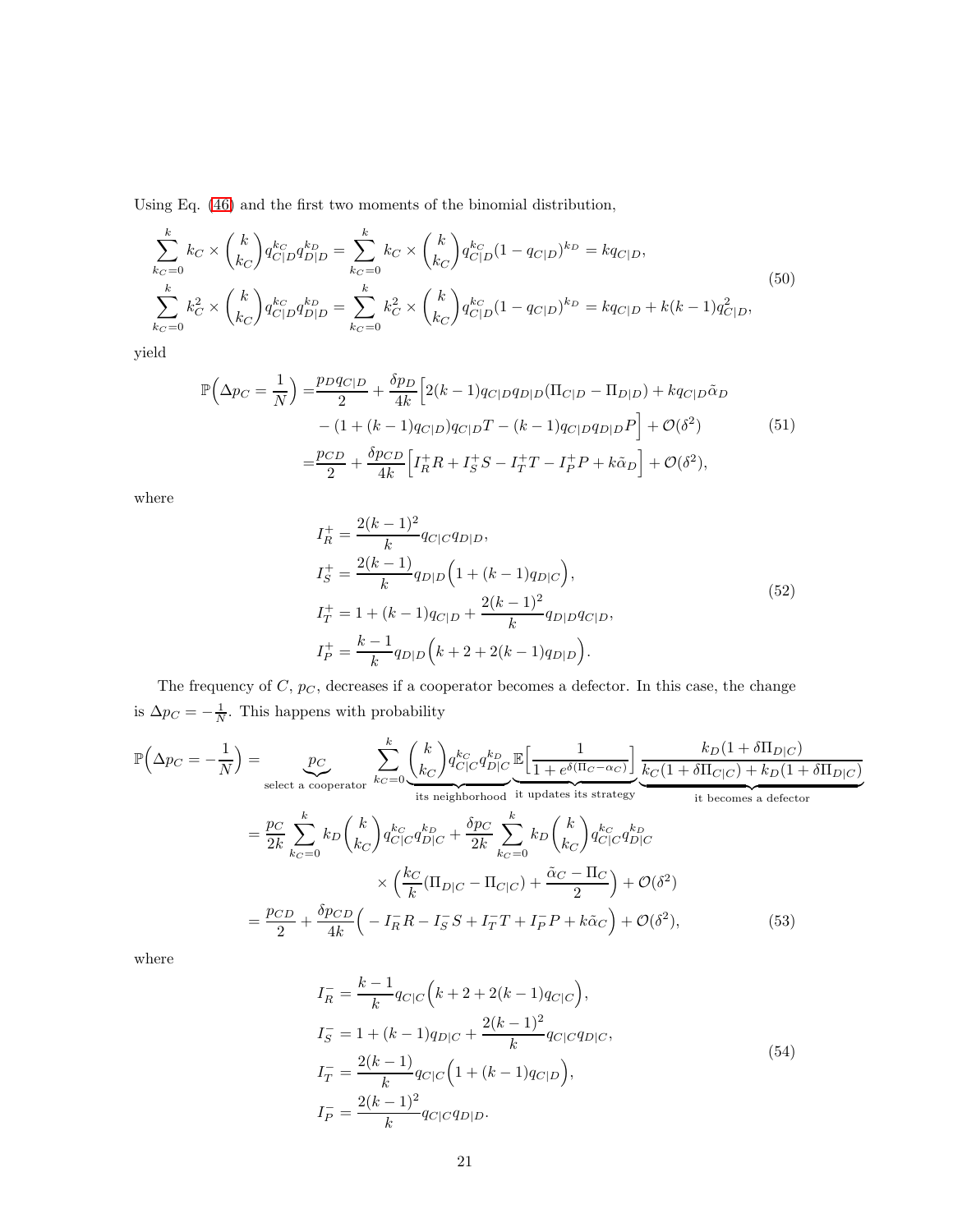Using Eq. (46) and the first two moments of the binomial distribution,

$$
\begin{aligned}
\sum_{k_C=0}^{k} k_C \times \binom{k}{k_C} q_{C|D}^{k_C} q_{D|D}^{k_D} &= \sum_{k_C=0}^{k} k_C \times \binom{k}{k_C} q_{C|D}^{k_C} (1-q_{C|D})^{k_D} = k q_{C|D}, \\
\sum_{k_C=0}^{k} k_C^2 \times \binom{k}{k_C} q_{C|D}^{k_C} q_{D|D}^{k_D} &= \sum_{k_C=0}^{k} k_C^2 \times \binom{k}{k_C} q_{C|D}^{k_C} (1-q_{C|D})^{k_D} = k q_{C|D} + k(k-1) q_{C|D}^2,
\end{aligned}
\tag{50}
$$

yield

$$
\begin{aligned}
\mathbb{P}\Big(\Delta p_C = \frac{1}{N}\Big) =& \frac{p_D q_{C|D}}{2} + \frac{\delta p_D}{4k}\Big[2(k-1) q_{C|D} q_{D|D} (\Pi_{C|D} - \Pi_{D|D}) + k q_{C|D} \tilde{\alpha}_D \\
& - (1+(k-1)q_{C|D}) q_{C|D} T - (k-1) q_{C|D} q_{D|D} P\Big] + \mathcal{O}(\delta^2) \\
=& \frac{p_{CD}}{2} + \frac{\delta p_{CD}}{4k}\Big[I_R^+ R + I_S^+ S - I_T^+ T - I_P^+ P + k\tilde{\alpha}_D\Big] + \mathcal{O}(\delta^2),
\end{aligned}
\tag{51}
$$

where

$$
\begin{aligned}
I_R^+ &= \frac{2(k-1)^2}{k} q_{C|C} q_{D|D}, \\
I_S^+ &= \frac{2(k-1)}{k} q_{D|D}\Big(1+(k-1)q_{D|C}\Big), \\
I_T^+ &= 1 + (k-1) q_{C|D} + \frac{2(k-1)^2}{k} q_{D|D} q_{C|D}, \\
I_P^+ &= \frac{k-1}{k} q_{D|D}\Big(k+2+2(k-1)q_{D|D}\Big).
\end{aligned}
\tag{52}
$$

The frequency of $C$, $p_C$, decreases if a cooperator becomes a defector. In this case, the change is $\Delta p_C = -\frac{1}{N}$. This happens with probability

$$
\begin{aligned}
\mathbb{P}\Big(\Delta p_C = -\frac{1}{N}\Big) =& \underbrace{p_C}_{\text{select a cooperator}} \sum_{k_C=0}^{k} \underbrace{\binom{k}{k_C} q_{C|C}^{k_C} q_{D|C}^{k_D}}_{\text{its neighborhood}} \underbrace{\mathbb{E}\Big[\frac{1}{1+e^{\delta(\Pi_C - \alpha_C)}}\Big]}_{\text{it updates its strategy}} \underbrace{\frac{k_D(1+\delta\Pi_{D|C})}{k_C(1+\delta\Pi_{C|C}) + k_D(1+\delta\Pi_{D|C})}}_{\text{it becomes a defector}} \\
=& \frac{p_C}{2k}\sum_{k_C=0}^{k} k_D \binom{k}{k_C} q_{C|C}^{k_C} q_{D|C}^{k_D} + \frac{\delta p_C}{2k}\sum_{k_C=0}^{k} k_D \binom{k}{k_C} q_{C|C}^{k_C} q_{D|C}^{k_D} \\
& \times \Big(\frac{k_C}{k}(\Pi_{D|C} - \Pi_{C|C}) + \frac{\tilde{\alpha}_C - \Pi_C}{2}\Big) + \mathcal{O}(\delta^2) \\
=& \frac{p_{CD}}{2} + \frac{\delta p_{CD}}{4k}\Big(-I_R^- R - I_S^- S + I_T^- T + I_P^- P + k\tilde{\alpha}_C\Big) + \mathcal{O}(\delta^2),
\end{aligned}
\tag{53}
$$

where

$$
\begin{aligned}
I_R^- &= \frac{k-1}{k} q_{C|C}\Big(k+2+2(k-1)q_{C|C}\Big), \\
I_S^- &= 1 + (k-1) q_{D|C} + \frac{2(k-1)^2}{k} q_{C|C} q_{D|C}, \\
I_T^- &= \frac{2(k-1)}{k} q_{C|C}\Big(1+(k-1)q_{C|D}\Big), \\
I_P^- &= \frac{2(k-1)^2}{k} q_{C|C} q_{D|D}.
\end{aligned}
\tag{54}
$$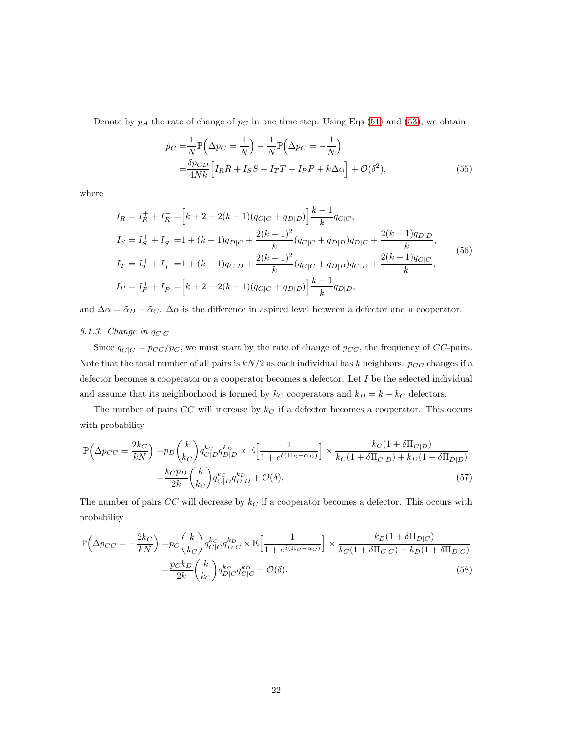Denote by $\dot{p}_A$ the rate of change of $p_C$ in one time step. Using Eqs (51) and (53), we obtain

$$
\begin{aligned}
\dot{p}_C =& \frac{1}{N}\mathbb{P}\Big(\Delta p_C = \frac{1}{N}\Big) - \frac{1}{N}\mathbb{P}\Big(\Delta p_C = -\frac{1}{N}\Big) \\
=& \frac{\delta p_{CD}}{4Nk}\Big[I_R R + I_S S - I_T T - I_P P + k\Delta\alpha\Big] + \mathcal{O}(\delta^2),
\end{aligned} \tag{55}
$$

where

$$
\begin{aligned}
I_R = I_R^+ + I_R^- =& \Big[k + 2 + 2(k-1)(q_{C|C} + q_{D|D})\Big]\frac{k-1}{k}q_{C|C}, \\
I_S = I_S^+ + I_S^- =& 1 + (k-1)q_{D|C} + \frac{2(k-1)^2}{k}(q_{C|C} + q_{D|D})q_{D|C} + \frac{2(k-1)q_{D|D}}{k}, \\
I_T = I_T^+ + I_T^- =& 1 + (k-1)q_{C|D} + \frac{2(k-1)^2}{k}(q_{C|C} + q_{D|D})q_{C|D} + \frac{2(k-1)q_{C|C}}{k}, \\
I_P = I_P^+ + I_P^- =& \Big[k + 2 + 2(k-1)(q_{C|C} + q_{D|D})\Big]\frac{k-1}{k}q_{D|D},
\end{aligned} \tag{56}
$$

and $\Delta\alpha = \tilde{\alpha}_D - \tilde{\alpha}_C$. $\Delta\alpha$ is the difference in aspired level between a defector and a cooperator.

### 6.1.3. Change in $q_{C|C}$

Since $q_{C|C} = p_{CC}/p_C$, we must start by the rate of change of $p_{CC}$, the frequency of $CC$-pairs. Note that the total number of all pairs is $kN/2$ as each individual has $k$ neighbors. $p_{CC}$ changes if a defector becomes a cooperator or a cooperator becomes a defector. Let $I$ be the selected individual and assume that its neighborhood is formed by $k_C$ cooperators and $k_D = k - k_C$ defectors.

The number of pairs $CC$ will increase by $k_C$ if a defector becomes a cooperator. This occurs with probability

$$
\begin{aligned}
\mathbb{P}\Big(\Delta p_{CC} = \frac{2k_C}{kN}\Big) =& p_D\binom{k}{k_C}q_{C|D}^{k_C}q_{D|D}^{k_D} \times \mathbb{E}\Big[\frac{1}{1 + e^{\delta(\Pi_D - \alpha_D)}}\Big] \times \frac{k_C(1 + \delta\Pi_{C|D})}{k_C(1 + \delta\Pi_{C|D}) + k_D(1 + \delta\Pi_{D|D})} \\
=& \frac{k_C p_D}{2k}\binom{k}{k_C}q_{C|D}^{k_C}q_{D|D}^{k_D} + \mathcal{O}(\delta),
\end{aligned} \tag{57}
$$

The number of pairs $CC$ will decrease by $k_C$ if a cooperator becomes a defector. This occurs with probability

$$
\begin{aligned}
\mathbb{P}\Big(\Delta p_{CC} = -\frac{2k_C}{kN}\Big) =& p_C\binom{k}{k_C}q_{C|C}^{k_C}q_{D|C}^{k_D} \times \mathbb{E}\Big[\frac{1}{1 + e^{\delta(\Pi_C - \alpha_C)}}\Big] \times \frac{k_D(1 + \delta\Pi_{D|C})}{k_C(1 + \delta\Pi_{C|C}) + k_D(1 + \delta\Pi_{D|C})} \\
=& \frac{p_C k_D}{2k}\binom{k}{k_C}q_{D|C}^{k_C}q_{C|C}^{k_C} + \mathcal{O}(\delta).
\end{aligned} \tag{58}
$$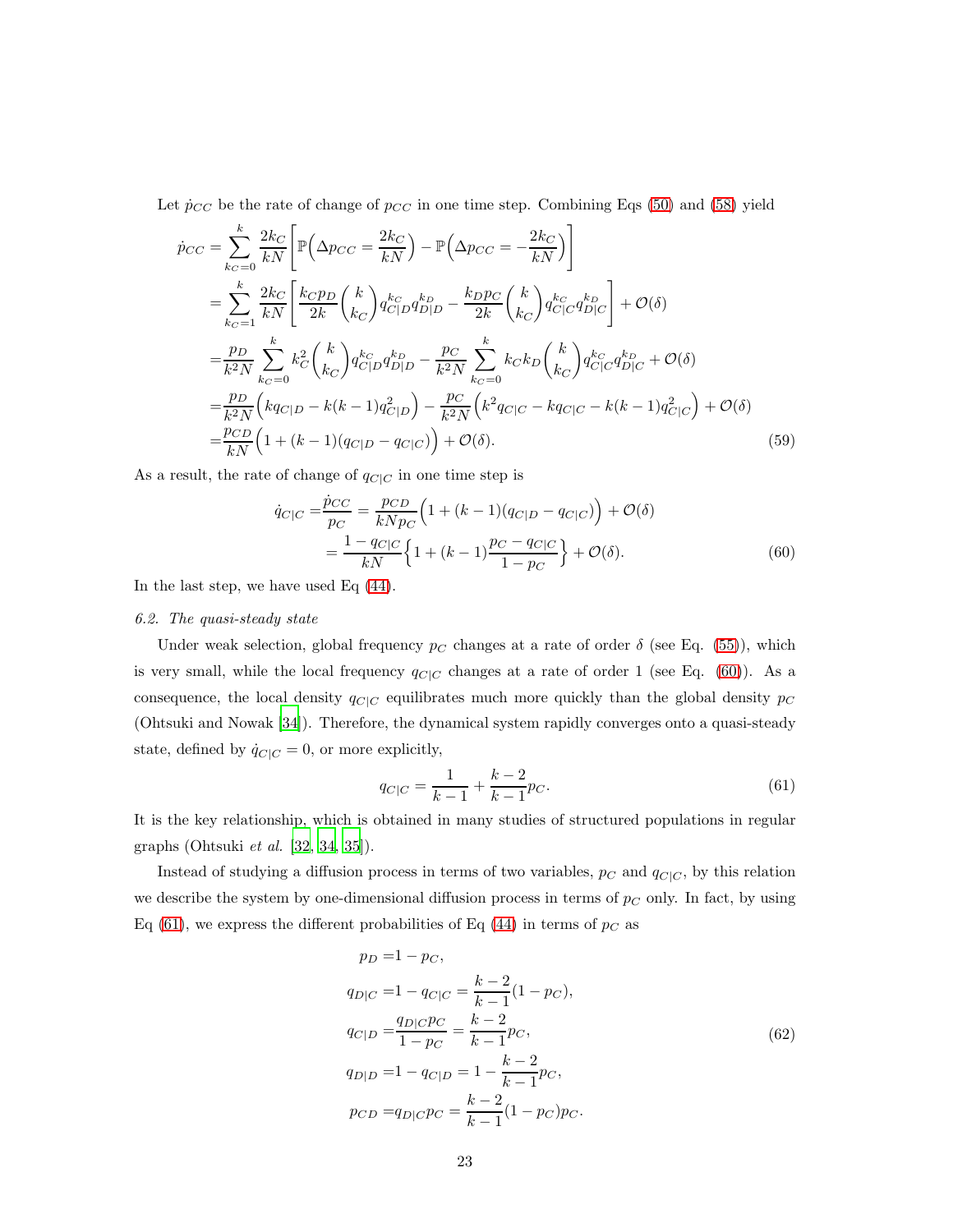Let $\dot{p}_{CC}$ be the rate of change of $p_{CC}$ in one time step. Combining Eqs (50) and (58) yield

$$
\begin{aligned}
\dot{p}_{CC} =& \sum_{k_C=0}^{k} \frac{2k_C}{kN}\left[\mathbb{P}\Big(\Delta p_{CC} = \frac{2k_C}{kN}\Big) - \mathbb{P}\Big(\Delta p_{CC} = -\frac{2k_C}{kN}\Big)\right] \\
=& \sum_{k_C=1}^{k} \frac{2k_C}{kN}\left[\frac{k_C p_D}{2k}\binom{k}{k_C} q_{C|D}^{k_C} q_{D|D}^{k_D} - \frac{k_D p_C}{2k}\binom{k}{k_C} q_{C|C}^{k_C} q_{D|C}^{k_D}\right] + \mathcal{O}(\delta) \\
=& \frac{p_D}{k^2 N}\sum_{k_C=0}^{k} k_C^2 \binom{k}{k_C} q_{C|D}^{k_C} q_{D|D}^{k_D} - \frac{p_C}{k^2 N}\sum_{k_C=0}^{k} k_C k_D \binom{k}{k_C} q_{C|C}^{k_C} q_{D|C}^{k_D} + \mathcal{O}(\delta) \\
=& \frac{p_D}{k^2 N}\Big(k q_{C|D} - k(k-1) q_{C|D}^2\Big) - \frac{p_C}{k^2 N}\Big(k^2 q_{C|C} - k q_{C|C} - k(k-1) q_{C|C}^2\Big) + \mathcal{O}(\delta) \\
=& \frac{p_{CD}}{kN}\Big(1 + (k-1)(q_{C|D} - q_{C|C})\Big) + \mathcal{O}(\delta).
\end{aligned} \tag{59}
$$

As a result, the rate of change of $q_{C|C}$ in one time step is

$$
\begin{aligned}
\dot{q}_{C|C} =& \frac{\dot{p}_{CC}}{p_C} = \frac{p_{CD}}{kNp_C}\Big(1 + (k-1)(q_{C|D} - q_{C|C})\Big) + \mathcal{O}(\delta) \\
=& \frac{1 - q_{C|C}}{kN}\Big\{1 + (k-1)\frac{p_C - q_{C|C}}{1 - p_C}\Big\} + \mathcal{O}(\delta).
\end{aligned} \tag{60}
$$

In the last step, we have used Eq (44).

*6.2. The quasi-steady state*

Under weak selection, global frequency $p_C$ changes at a rate of order $\delta$ (see Eq. (55)), which is very small, while the local frequency $q_{C|C}$ changes at a rate of order 1 (see Eq. (60)). As a consequence, the local density $q_{C|C}$ equilibrates much more quickly than the global density $p_C$ (Ohtsuki and Nowak [34]). Therefore, the dynamical system rapidly converges onto a quasi-steady state, defined by $\dot{q}_{C|C} = 0$, or more explicitly,

$$
q_{C|C} = \frac{1}{k-1} + \frac{k-2}{k-1}p_C. \tag{61}
$$

It is the key relationship, which is obtained in many studies of structured populations in regular graphs (Ohtsuki *et al.* [32, 34, 35]).

Instead of studying a diffusion process in terms of two variables, $p_C$ and $q_{C|C}$, by this relation we describe the system by one-dimensional diffusion process in terms of $p_C$ only. In fact, by using Eq (61), we express the different probabilities of Eq (44) in terms of $p_C$ as

$$
\begin{aligned}
p_D =& 1 - p_C, \\
q_{D|C} =& 1 - q_{C|C} = \frac{k-2}{k-1}(1 - p_C), \\
q_{C|D} =& \frac{q_{D|C} p_C}{1 - p_C} = \frac{k-2}{k-1}p_C, \\
q_{D|D} =& 1 - q_{C|D} = 1 - \frac{k-2}{k-1}p_C, \\
p_{CD} =& q_{D|C} p_C = \frac{k-2}{k-1}(1 - p_C)p_C.
\end{aligned} \tag{62}
$$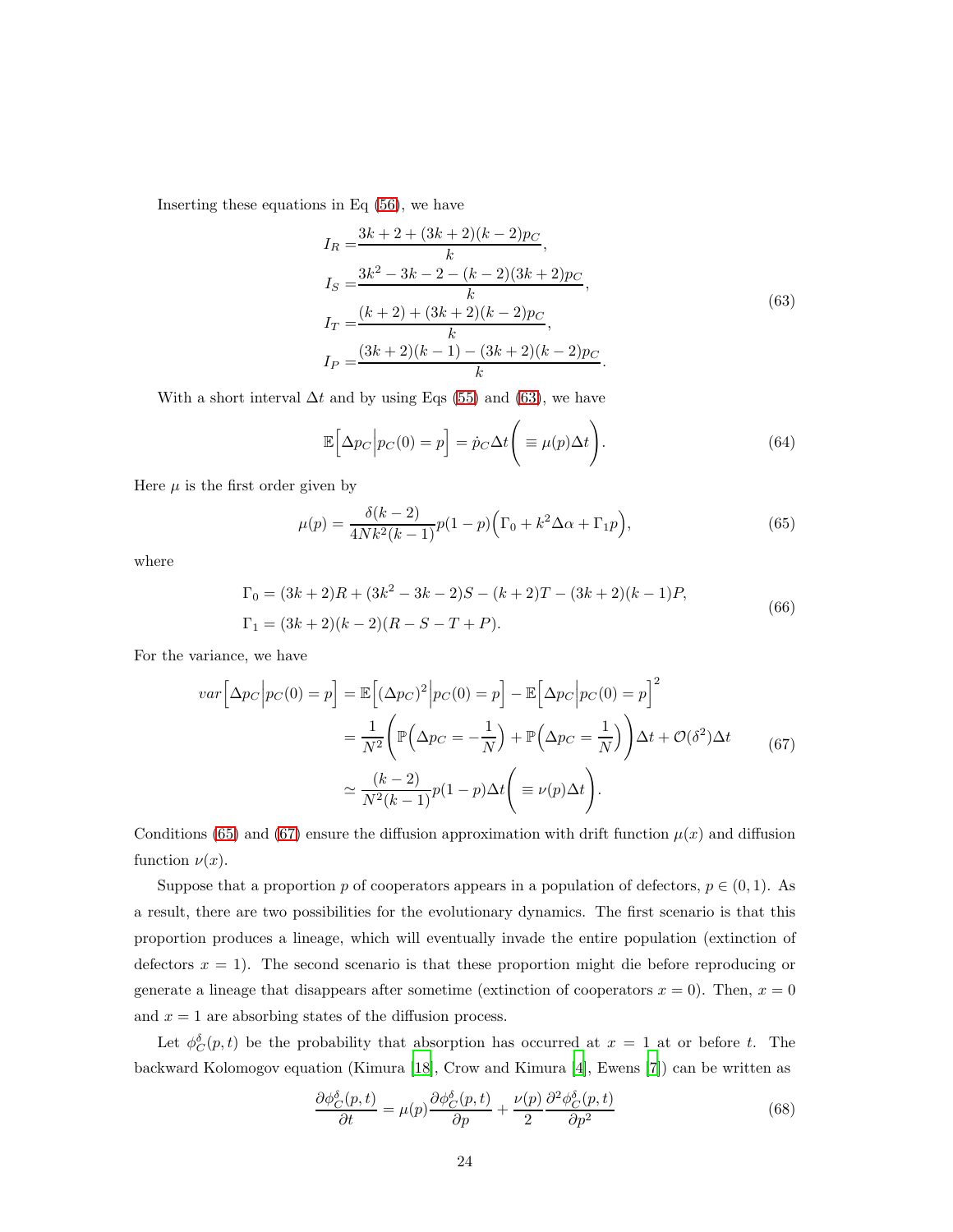Inserting these equations in Eq (56), we have

$$
\begin{aligned}
I_R =& \frac{3k+2+(3k+2)(k-2)p_C}{k},\\
I_S =& \frac{3k^2-3k-2-(k-2)(3k+2)p_C}{k},\\
I_T =& \frac{(k+2)+(3k+2)(k-2)p_C}{k},\\
I_P =& \frac{(3k+2)(k-1)-(3k+2)(k-2)p_C}{k}.
\end{aligned}
\tag{63}
$$

With a short interval $\Delta t$ and by using Eqs (55) and (63), we have

$$
\mathbb{E}\Big[\Delta p_C \Big| p_C(0)=p\Big] = \dot{p}_C \Delta t \bigg(\equiv \mu(p)\Delta t\bigg).
\tag{64}
$$

Here $\mu$ is the first order given by

$$
\mu(p) = \frac{\delta(k-2)}{4Nk^2(k-1)} p(1-p)\Big(\Gamma_0 + k^2\Delta\alpha + \Gamma_1 p\Big),
\tag{65}
$$

where

$$
\begin{aligned}
&\Gamma_0 = (3k+2)R + (3k^2-3k-2)S - (k+2)T - (3k+2)(k-1)P,\\
&\Gamma_1 = (3k+2)(k-2)(R-S-T+P).
\end{aligned}
\tag{66}
$$

For the variance, we have

$$
\begin{aligned}
var\Big[\Delta p_C \Big| p_C(0)=p\Big] &= \mathbb{E}\Big[(\Delta p_C)^2 \Big| p_C(0)=p\Big] - \mathbb{E}\Big[\Delta p_C \Big| p_C(0)=p\Big]^2\\
&= \frac{1}{N^2}\Bigg(\mathbb{P}\Big(\Delta p_C = -\frac{1}{N}\Big) + \mathbb{P}\Big(\Delta p_C = \frac{1}{N}\Big)\Bigg)\Delta t + \mathcal{O}(\delta^2)\Delta t\\
&\simeq \frac{(k-2)}{N^2(k-1)} p(1-p)\Delta t \bigg(\equiv \nu(p)\Delta t\bigg).
\end{aligned}
\tag{67}
$$

Conditions (65) and (67) ensure the diffusion approximation with drift function $\mu(x)$ and diffusion function $\nu(x)$.

Suppose that a proportion $p$ of cooperators appears in a population of defectors, $p \in (0,1)$. As a result, there are two possibilities for the evolutionary dynamics. The first scenario is that this proportion produces a lineage, which will eventually invade the entire population (extinction of defectors $x=1$). The second scenario is that these proportion might die before reproducing or generate a lineage that disappears after sometime (extinction of cooperators $x=0$). Then, $x=0$ and $x=1$ are absorbing states of the diffusion process.

Let $\phi_C^\delta(p,t)$ be the probability that absorption has occurred at $x=1$ at or before $t$. The backward Kolomogov equation (Kimura [18], Crow and Kimura [4], Ewens [7]) can be written as

$$
\frac{\partial \phi_C^\delta(p,t)}{\partial t} = \mu(p)\frac{\partial \phi_C^\delta(p,t)}{\partial p} + \frac{\nu(p)}{2}\frac{\partial^2 \phi_C^\delta(p,t)}{\partial p^2}
\tag{68}
$$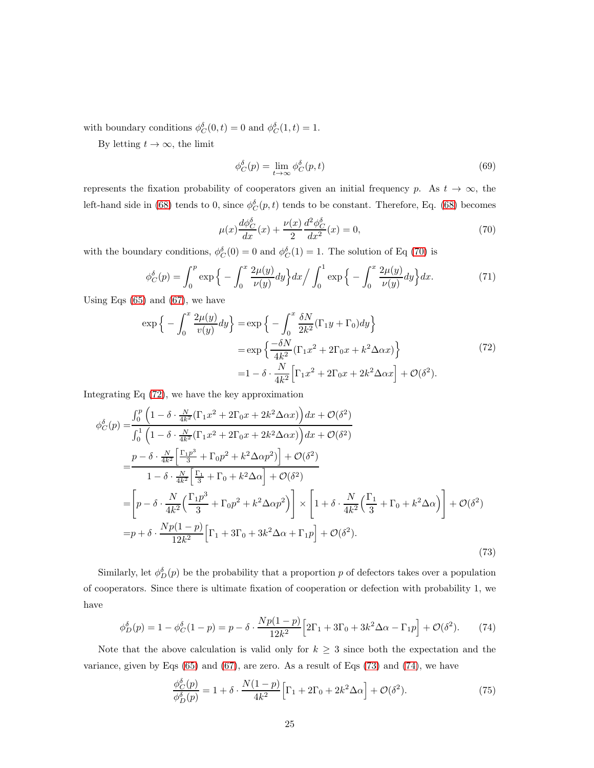with boundary conditions $\phi_C^\delta(0,t) = 0$ and $\phi_C^\delta(1,t) = 1$.

By letting $t \to \infty$, the limit

$$\phi_C^\delta(p) = \lim_{t\to\infty} \phi_C^\delta(p,t) \tag{69}$$

represents the fixation probability of cooperators given an initial frequency $p$. As $t \to \infty$, the left-hand side in (68) tends to 0, since $\phi_C^\delta(p,t)$ tends to be constant. Therefore, Eq. (68) becomes

$$\mu(x)\frac{d\phi_C^\delta}{dx}(x) + \frac{\nu(x)}{2}\frac{d^2\phi_C^\delta}{dx^2}(x) = 0, \tag{70}$$

with the boundary conditions, $\phi_C^\delta(0) = 0$ and $\phi_C^\delta(1) = 1$. The solution of Eq (70) is

$$\phi_C^\delta(p) = \int_0^p \exp\Big\{-\int_0^x \frac{2\mu(y)}{\nu(y)}dy\Big\}dx \Big/ \int_0^1 \exp\Big\{-\int_0^x \frac{2\mu(y)}{\nu(y)}dy\Big\}dx. \tag{71}$$

Using Eqs (65) and (67), we have

$$\begin{aligned}
\exp\Big\{-\int_0^x \frac{2\mu(y)}{v(y)}dy\Big\} =& \exp\Big\{-\int_0^x \frac{\delta N}{2k^2}(\Gamma_1 y + \Gamma_0)dy\Big\} \\
=& \exp\Big\{\frac{-\delta N}{4k^2}(\Gamma_1 x^2 + 2\Gamma_0 x + k^2\Delta\alpha x)\Big\} \\
=& 1 - \delta\cdot\frac{N}{4k^2}\Big[\Gamma_1 x^2 + 2\Gamma_0 x + 2k^2\Delta\alpha x\Big] + \mathcal{O}(\delta^2).
\end{aligned} \tag{72}$$

Integrating Eq (72), we have the key approximation

$$\begin{aligned}
\phi_C^\delta(p) =& \frac{\int_0^p \Big(1 - \delta\cdot\frac{N}{4k^2}(\Gamma_1 x^2 + 2\Gamma_0 x + 2k^2\Delta\alpha x)\Big)dx + \mathcal{O}(\delta^2)}{\int_0^1 \Big(1 - \delta\cdot\frac{N}{4k^2}(\Gamma_1 x^2 + 2\Gamma_0 x + 2k^2\Delta\alpha x)\Big)dx + \mathcal{O}(\delta^2)} \\
=& \frac{p - \delta\cdot\frac{N}{4k^2}\Big[\frac{\Gamma_1 p^3}{3} + \Gamma_0 p^2 + k^2\Delta\alpha p^2\Big] + \mathcal{O}(\delta^2)}{1 - \delta\cdot\frac{N}{4k^2}\Big[\frac{\Gamma_1}{3} + \Gamma_0 + k^2\Delta\alpha\Big] + \mathcal{O}(\delta^2)} \\
=& \Big[p - \delta\cdot\frac{N}{4k^2}\Big(\frac{\Gamma_1 p^3}{3} + \Gamma_0 p^2 + k^2\Delta\alpha p^2\Big)\Big] \times \Big[1 + \delta\cdot\frac{N}{4k^2}\Big(\frac{\Gamma_1}{3} + \Gamma_0 + k^2\Delta\alpha\Big)\Big] + \mathcal{O}(\delta^2) \\
=& p + \delta\cdot\frac{Np(1-p)}{12k^2}\Big[\Gamma_1 + 3\Gamma_0 + 3k^2\Delta\alpha + \Gamma_1 p\Big] + \mathcal{O}(\delta^2).
\end{aligned} \tag{73}$$

Similarly, let $\phi_D^\delta(p)$ be the probability that a proportion $p$ of defectors takes over a population of cooperators. Since there is ultimate fixation of cooperation or defection with probability 1, we have

$$\phi_D^\delta(p) = 1 - \phi_C^\delta(1-p) = p - \delta\cdot\frac{Np(1-p)}{12k^2}\Big[2\Gamma_1 + 3\Gamma_0 + 3k^2\Delta\alpha - \Gamma_1 p\Big] + \mathcal{O}(\delta^2). \tag{74}$$

Note that the above calculation is valid only for $k \geq 3$ since both the expectation and the variance, given by Eqs (65) and (67), are zero. As a result of Eqs (73) and (74), we have

$$\frac{\phi_C^\delta(p)}{\phi_D^\delta(p)} = 1 + \delta\cdot\frac{N(1-p)}{4k^2}\Big[\Gamma_1 + 2\Gamma_0 + 2k^2\Delta\alpha\Big] + \mathcal{O}(\delta^2). \tag{75}$$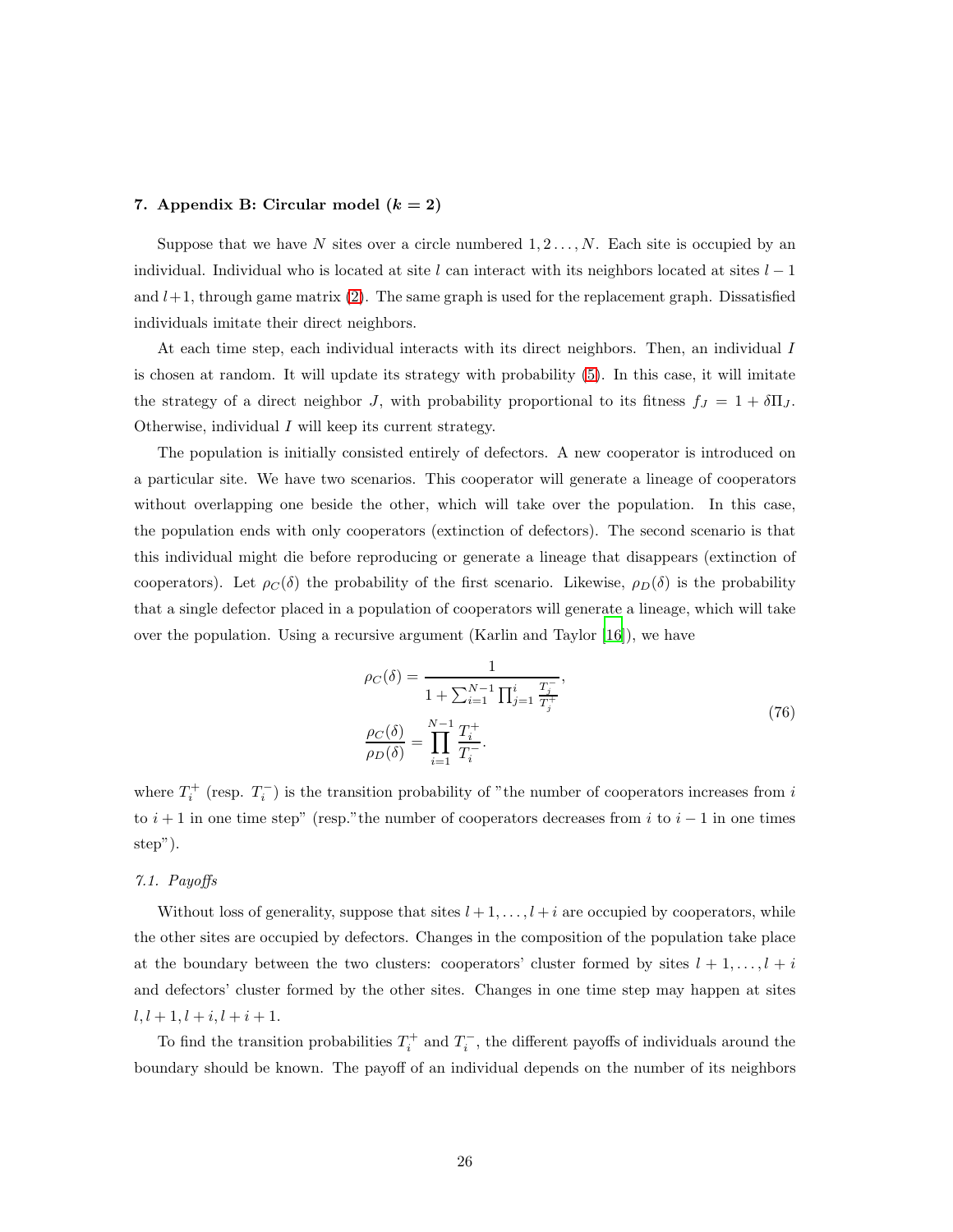## 7. Appendix B: Circular model ($k = 2$)

Suppose that we have $N$ sites over a circle numbered $1, 2 \ldots, N$. Each site is occupied by an individual. Individual who is located at site $l$ can interact with its neighbors located at sites $l-1$ and $l+1$, through game matrix (2). The same graph is used for the replacement graph. Dissatisfied individuals imitate their direct neighbors.

At each time step, each individual interacts with its direct neighbors. Then, an individual $I$ is chosen at random. It will update its strategy with probability (5). In this case, it will imitate the strategy of a direct neighbor $J$, with probability proportional to its fitness $f_J = 1 + \delta \Pi_J$. Otherwise, individual $I$ will keep its current strategy.

The population is initially consisted entirely of defectors. A new cooperator is introduced on a particular site. We have two scenarios. This cooperator will generate a lineage of cooperators without overlapping one beside the other, which will take over the population. In this case, the population ends with only cooperators (extinction of defectors). The second scenario is that this individual might die before reproducing or generate a lineage that disappears (extinction of cooperators). Let $\rho_C(\delta)$ the probability of the first scenario. Likewise, $\rho_D(\delta)$ is the probability that a single defector placed in a population of cooperators will generate a lineage, which will take over the population. Using a recursive argument (Karlin and Taylor [16]), we have

$$
\begin{aligned}
\rho_C(\delta) &= \frac{1}{1 + \sum_{i=1}^{N-1} \prod_{j=1}^{i} \frac{T_j^-}{T_j^+}}, \\
\frac{\rho_C(\delta)}{\rho_D(\delta)} &= \prod_{i=1}^{N-1} \frac{T_i^+}{T_i^-}.
\end{aligned}
\tag{76}
$$

where $T_i^+$ (resp. $T_i^-$) is the transition probability of "the number of cooperators increases from $i$ to $i+1$ in one time step" (resp."the number of cooperators decreases from $i$ to $i-1$ in one times step").

### *7.1. Payoffs*

Without loss of generality, suppose that sites $l+1, \ldots, l+i$ are occupied by cooperators, while the other sites are occupied by defectors. Changes in the composition of the population take place at the boundary between the two clusters: cooperators' cluster formed by sites $l+1, \ldots, l+i$ and defectors' cluster formed by the other sites. Changes in one time step may happen at sites $l, l+1, l+i, l+i+1$.

To find the transition probabilities $T_i^+$ and $T_i^-$, the different payoffs of individuals around the boundary should be known. The payoff of an individual depends on the number of its neighbors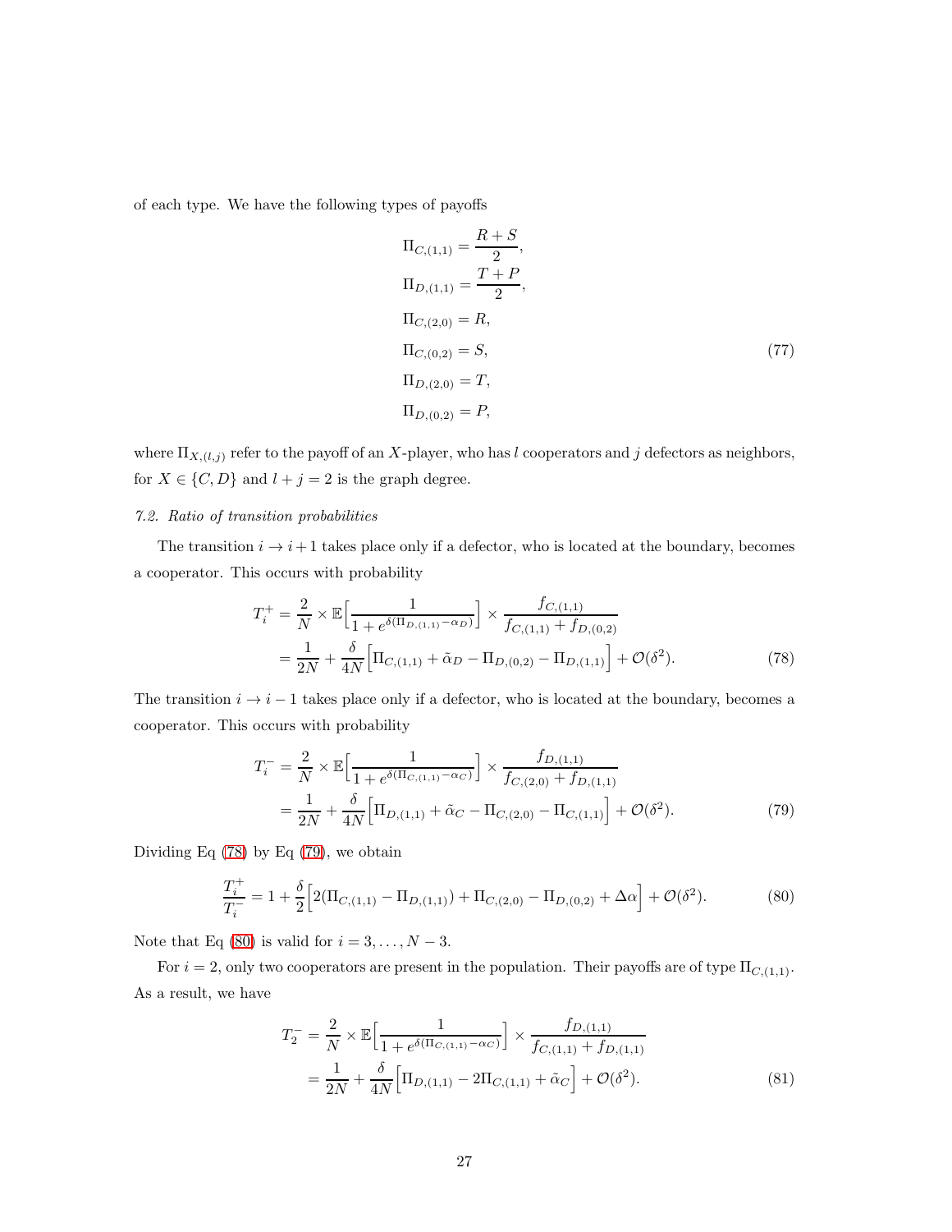of each type. We have the following types of payoffs

$$
\begin{aligned}
\Pi_{C,(1,1)} &= \frac{R+S}{2}, \\
\Pi_{D,(1,1)} &= \frac{T+P}{2}, \\
\Pi_{C,(2,0)} &= R, \\
\Pi_{C,(0,2)} &= S, \\
\Pi_{D,(2,0)} &= T, \\
\Pi_{D,(0,2)} &= P,
\end{aligned} \tag{77}
$$

where $\Pi_{X,(l,j)}$ refer to the payoff of an $X$-player, who has $l$ cooperators and $j$ defectors as neighbors, for $X \in \{C, D\}$ and $l + j = 2$ is the graph degree.

*7.2. Ratio of transition probabilities*

The transition $i \to i+1$ takes place only if a defector, who is located at the boundary, becomes a cooperator. This occurs with probability

$$
\begin{aligned}
T_i^+ &= \frac{2}{N} \times \mathbb{E}\Big[\frac{1}{1+e^{\delta(\Pi_{D,(1,1)}-\alpha_D)}}\Big] \times \frac{f_{C,(1,1)}}{f_{C,(1,1)}+f_{D,(0,2)}} \\
&= \frac{1}{2N} + \frac{\delta}{4N}\Big[\Pi_{C,(1,1)} + \tilde{\alpha}_D - \Pi_{D,(0,2)} - \Pi_{D,(1,1)}\Big] + \mathcal{O}(\delta^2).
\end{aligned} \tag{78}
$$

The transition $i \to i-1$ takes place only if a defector, who is located at the boundary, becomes a cooperator. This occurs with probability

$$
\begin{aligned}
T_i^- &= \frac{2}{N} \times \mathbb{E}\Big[\frac{1}{1+e^{\delta(\Pi_{C,(1,1)}-\alpha_C)}}\Big] \times \frac{f_{D,(1,1)}}{f_{C,(2,0)}+f_{D,(1,1)}} \\
&= \frac{1}{2N} + \frac{\delta}{4N}\Big[\Pi_{D,(1,1)} + \tilde{\alpha}_C - \Pi_{C,(2,0)} - \Pi_{C,(1,1)}\Big] + \mathcal{O}(\delta^2).
\end{aligned} \tag{79}
$$

Dividing Eq (78) by Eq (79), we obtain

$$
\frac{T_i^+}{T_i^-} = 1 + \frac{\delta}{2}\Big[2(\Pi_{C,(1,1)} - \Pi_{D,(1,1)}) + \Pi_{C,(2,0)} - \Pi_{D,(0,2)} + \Delta\alpha\Big] + \mathcal{O}(\delta^2). \tag{80}
$$

Note that Eq (80) is valid for $i = 3, \ldots, N-3$.

For $i = 2$, only two cooperators are present in the population. Their payoffs are of type $\Pi_{C,(1,1)}$. As a result, we have

$$
\begin{aligned}
T_2^- &= \frac{2}{N} \times \mathbb{E}\Big[\frac{1}{1+e^{\delta(\Pi_{C,(1,1)}-\alpha_C)}}\Big] \times \frac{f_{D,(1,1)}}{f_{C,(1,1)}+f_{D,(1,1)}} \\
&= \frac{1}{2N} + \frac{\delta}{4N}\Big[\Pi_{D,(1,1)} - 2\Pi_{C,(1,1)} + \tilde{\alpha}_C\Big] + \mathcal{O}(\delta^2).
\end{aligned} \tag{81}
$$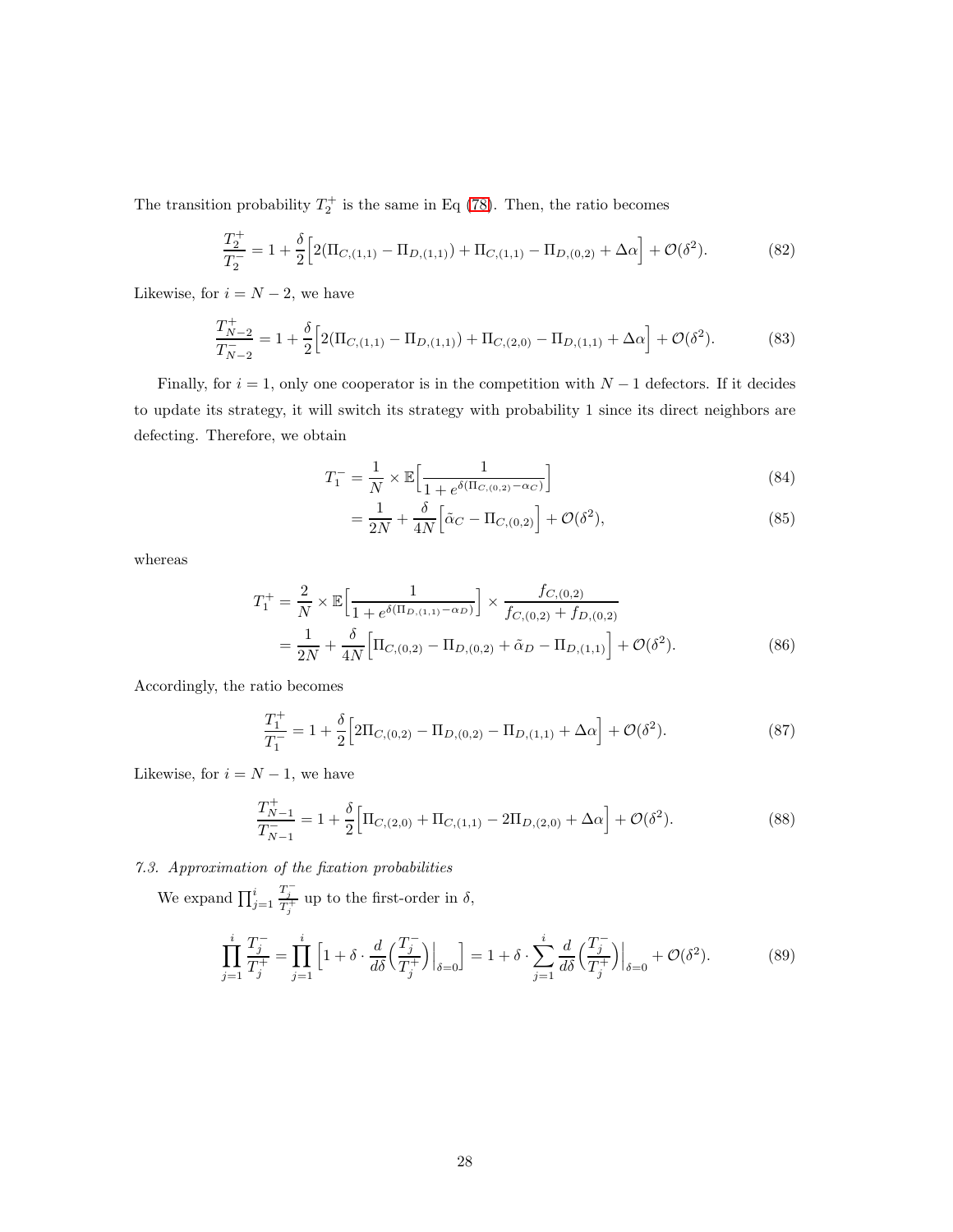The transition probability $T_2^+$ is the same in Eq (78). Then, the ratio becomes

$$\frac{T_2^+}{T_2^-} = 1 + \frac{\delta}{2}\Big[2(\Pi_{C,(1,1)} - \Pi_{D,(1,1)}) + \Pi_{C,(1,1)} - \Pi_{D,(0,2)} + \Delta\alpha\Big] + \mathcal{O}(\delta^2). \tag{82}$$

Likewise, for $i = N-2$, we have

$$\frac{T_{N-2}^+}{T_{N-2}^-} = 1 + \frac{\delta}{2}\Big[2(\Pi_{C,(1,1)} - \Pi_{D,(1,1)}) + \Pi_{C,(2,0)} - \Pi_{D,(1,1)} + \Delta\alpha\Big] + \mathcal{O}(\delta^2). \tag{83}$$

Finally, for $i = 1$, only one cooperator is in the competition with $N-1$ defectors. If it decides to update its strategy, it will switch its strategy with probability 1 since its direct neighbors are defecting. Therefore, we obtain

$$T_1^- = \frac{1}{N} \times \mathbb{E}\Big[\frac{1}{1 + e^{\delta(\Pi_{C,(0,2)} - \alpha_C)}}\Big] \tag{84}$$

$$= \frac{1}{2N} + \frac{\delta}{4N}\Big[\tilde{\alpha}_C - \Pi_{C,(0,2)}\Big] + \mathcal{O}(\delta^2), \tag{85}$$

whereas

$$\begin{aligned} T_1^+ &= \frac{2}{N} \times \mathbb{E}\Big[\frac{1}{1 + e^{\delta(\Pi_{D,(1,1)} - \alpha_D)}}\Big] \times \frac{f_{C,(0,2)}}{f_{C,(0,2)} + f_{D,(0,2)}} \\ &= \frac{1}{2N} + \frac{\delta}{4N}\Big[\Pi_{C,(0,2)} - \Pi_{D,(0,2)} + \tilde{\alpha}_D - \Pi_{D,(1,1)}\Big] + \mathcal{O}(\delta^2). \end{aligned} \tag{86}$$

Accordingly, the ratio becomes

$$\frac{T_1^+}{T_1^-} = 1 + \frac{\delta}{2}\Big[2\Pi_{C,(0,2)} - \Pi_{D,(0,2)} - \Pi_{D,(1,1)} + \Delta\alpha\Big] + \mathcal{O}(\delta^2). \tag{87}$$

Likewise, for $i = N-1$, we have

$$\frac{T_{N-1}^+}{T_{N-1}^-} = 1 + \frac{\delta}{2}\Big[\Pi_{C,(2,0)} + \Pi_{C,(1,1)} - 2\Pi_{D,(2,0)} + \Delta\alpha\Big] + \mathcal{O}(\delta^2). \tag{88}$$

*7.3. Approximation of the fixation probabilities*

We expand $\prod_{j=1}^{i} \frac{T_j^-}{T_j^+}$ up to the first-order in $\delta$,

$$\prod_{j=1}^{i} \frac{T_j^-}{T_j^+} = \prod_{j=1}^{i} \Big[1 + \delta \cdot \frac{d}{d\delta}\Big(\frac{T_j^-}{T_j^+}\Big)\Big|_{\delta=0}\Big] = 1 + \delta \cdot \sum_{j=1}^{i} \frac{d}{d\delta}\Big(\frac{T_j^-}{T_j^+}\Big)\Big|_{\delta=0} + \mathcal{O}(\delta^2). \tag{89}$$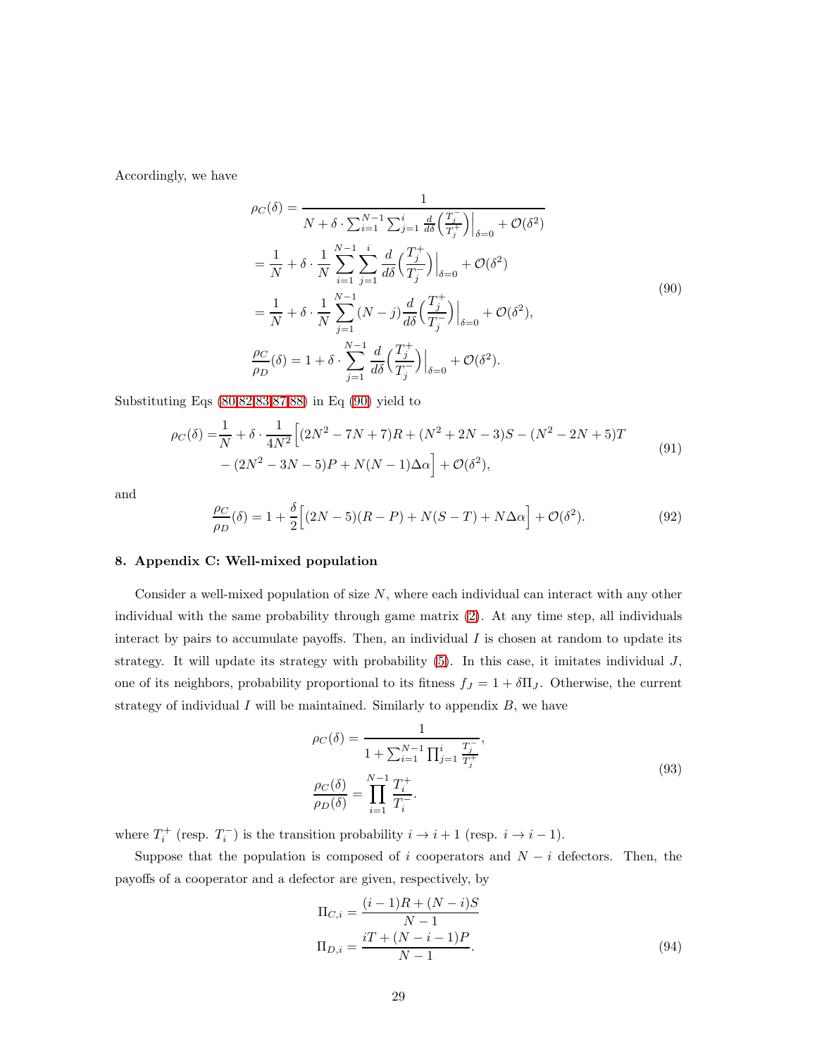Accordingly, we have

$$
\begin{aligned}
\rho_C(\delta) &= \frac{1}{N + \delta \cdot \sum_{i=1}^{N-1} \sum_{j=1}^{i} \frac{d}{d\delta}\Big(\frac{T_j^-}{T_j^+}\Big)\Big|_{\delta=0} + \mathcal{O}(\delta^2)} \\
&= \frac{1}{N} + \delta \cdot \frac{1}{N} \sum_{i=1}^{N-1} \sum_{j=1}^{i} \frac{d}{d\delta}\Big(\frac{T_j^+}{T_j^-}\Big)\Big|_{\delta=0} + \mathcal{O}(\delta^2) \\
&= \frac{1}{N} + \delta \cdot \frac{1}{N} \sum_{j=1}^{N-1} (N-j) \frac{d}{d\delta}\Big(\frac{T_j^+}{T_j^-}\Big)\Big|_{\delta=0} + \mathcal{O}(\delta^2), \\
\frac{\rho_C}{\rho_D}(\delta) &= 1 + \delta \cdot \sum_{j=1}^{N-1} \frac{d}{d\delta}\Big(\frac{T_j^+}{T_j^-}\Big)\Big|_{\delta=0} + \mathcal{O}(\delta^2).
\end{aligned}
\tag{90}
$$

Substituting Eqs (80,82,83,87,88) in Eq (90) yield to

$$
\begin{aligned}
\rho_C(\delta) = &\frac{1}{N} + \delta \cdot \frac{1}{4N^2}\Big[(2N^2 - 7N + 7)R + (N^2 + 2N - 3)S - (N^2 - 2N + 5)T \\
&- (2N^2 - 3N - 5)P + N(N-1)\Delta\alpha\Big] + \mathcal{O}(\delta^2),
\end{aligned}
\tag{91}
$$

and

$$
\frac{\rho_C}{\rho_D}(\delta) = 1 + \frac{\delta}{2}\Big[(2N-5)(R-P) + N(S-T) + N\Delta\alpha\Big] + \mathcal{O}(\delta^2). \tag{92}
$$

## 8. Appendix C: Well-mixed population

Consider a well-mixed population of size $N$, where each individual can interact with any other individual with the same probability through game matrix (2). At any time step, all individuals interact by pairs to accumulate payoffs. Then, an individual $I$ is chosen at random to update its strategy. It will update its strategy with probability (5). In this case, it imitates individual $J$, one of its neighbors, probability proportional to its fitness $f_J = 1 + \delta \Pi_J$. Otherwise, the current strategy of individual $I$ will be maintained. Similarly to appendix $B$, we have

$$
\begin{aligned}
\rho_C(\delta) &= \frac{1}{1 + \sum_{i=1}^{N-1} \prod_{j=1}^{i} \frac{T_j^-}{T_j^+}}, \\
\frac{\rho_C(\delta)}{\rho_D(\delta)} &= \prod_{i=1}^{N-1} \frac{T_i^+}{T_i^-}.
\end{aligned}
\tag{93}
$$

where $T_i^+$ (resp. $T_i^-$) is the transition probability $i \to i+1$ (resp. $i \to i-1$).

Suppose that the population is composed of $i$ cooperators and $N - i$ defectors. Then, the payoffs of a cooperator and a defector are given, respectively, by

$$
\begin{aligned}
\Pi_{C,i} &= \frac{(i-1)R + (N-i)S}{N-1} \\
\Pi_{D,i} &= \frac{iT + (N-i-1)P}{N-1}.
\end{aligned}
\tag{94}
$$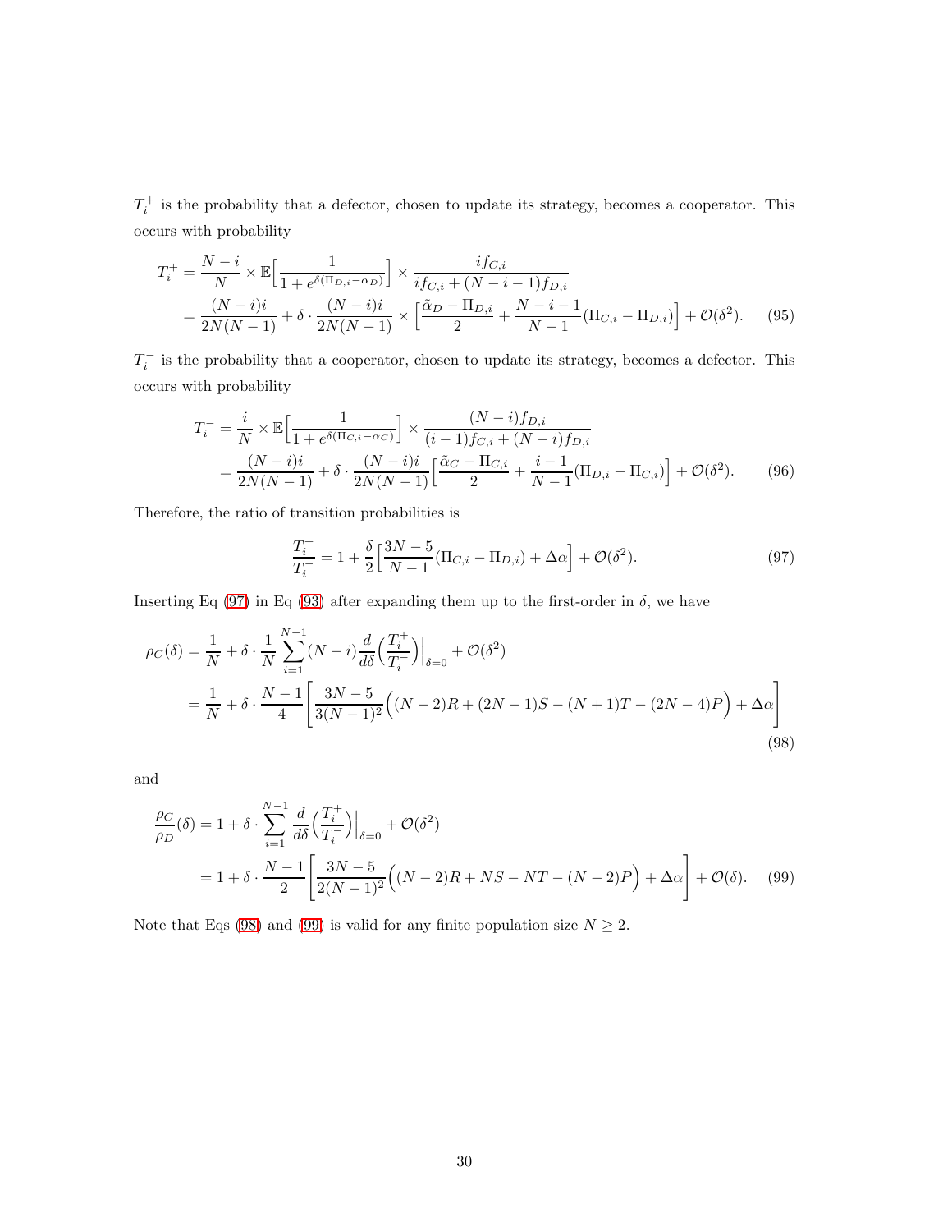$T_i^+$ is the probability that a defector, chosen to update its strategy, becomes a cooperator. This occurs with probability

$$
\begin{aligned}
T_i^+ &= \frac{N-i}{N} \times \mathbb{E}\Big[\frac{1}{1+e^{\delta(\Pi_{D,i}-\alpha_D)}}\Big] \times \frac{i f_{C,i}}{i f_{C,i} + (N-i-1) f_{D,i}} \\
&= \frac{(N-i)i}{2N(N-1)} + \delta \cdot \frac{(N-i)i}{2N(N-1)} \times \Big[\frac{\tilde{\alpha}_D - \Pi_{D,i}}{2} + \frac{N-i-1}{N-1}(\Pi_{C,i} - \Pi_{D,i})\Big] + \mathcal{O}(\delta^2). \qquad (95)
\end{aligned}
$$

$T_i^-$ is the probability that a cooperator, chosen to update its strategy, becomes a defector. This occurs with probability

$$
\begin{aligned}
T_i^- &= \frac{i}{N} \times \mathbb{E}\Big[\frac{1}{1+e^{\delta(\Pi_{C,i}-\alpha_C)}}\Big] \times \frac{(N-i) f_{D,i}}{(i-1) f_{C,i} + (N-i) f_{D,i}} \\
&= \frac{(N-i)i}{2N(N-1)} + \delta \cdot \frac{(N-i)i}{2N(N-1)} \Big[\frac{\tilde{\alpha}_C - \Pi_{C,i}}{2} + \frac{i-1}{N-1}(\Pi_{D,i} - \Pi_{C,i})\Big] + \mathcal{O}(\delta^2). \qquad (96)
\end{aligned}
$$

Therefore, the ratio of transition probabilities is

$$
\frac{T_i^+}{T_i^-} = 1 + \frac{\delta}{2}\Big[\frac{3N-5}{N-1}(\Pi_{C,i} - \Pi_{D,i}) + \Delta\alpha\Big] + \mathcal{O}(\delta^2). \qquad (97)
$$

Inserting Eq (97) in Eq (93) after expanding them up to the first-order in $\delta$, we have

$$
\begin{aligned}
\rho_C(\delta) &= \frac{1}{N} + \delta \cdot \frac{1}{N}\sum_{i=1}^{N-1}(N-i)\frac{d}{d\delta}\Big(\frac{T_i^+}{T_i^-}\Big)\Big|_{\delta=0} + \mathcal{O}(\delta^2) \\
&= \frac{1}{N} + \delta \cdot \frac{N-1}{4}\left[\frac{3N-5}{3(N-1)^2}\Big((N-2)R + (2N-1)S - (N+1)T - (2N-4)P\Big) + \Delta\alpha\right]
\end{aligned}
\qquad (98)
$$

and

$$
\begin{aligned}
\frac{\rho_C}{\rho_D}(\delta) &= 1 + \delta \cdot \sum_{i=1}^{N-1}\frac{d}{d\delta}\Big(\frac{T_i^+}{T_i^-}\Big)\Big|_{\delta=0} + \mathcal{O}(\delta^2) \\
&= 1 + \delta \cdot \frac{N-1}{2}\left[\frac{3N-5}{2(N-1)^2}\Big((N-2)R + NS - NT - (N-2)P\Big) + \Delta\alpha\right] + \mathcal{O}(\delta). \qquad (99)
\end{aligned}
$$

Note that Eqs (98) and (99) is valid for any finite population size $N \geq 2$.